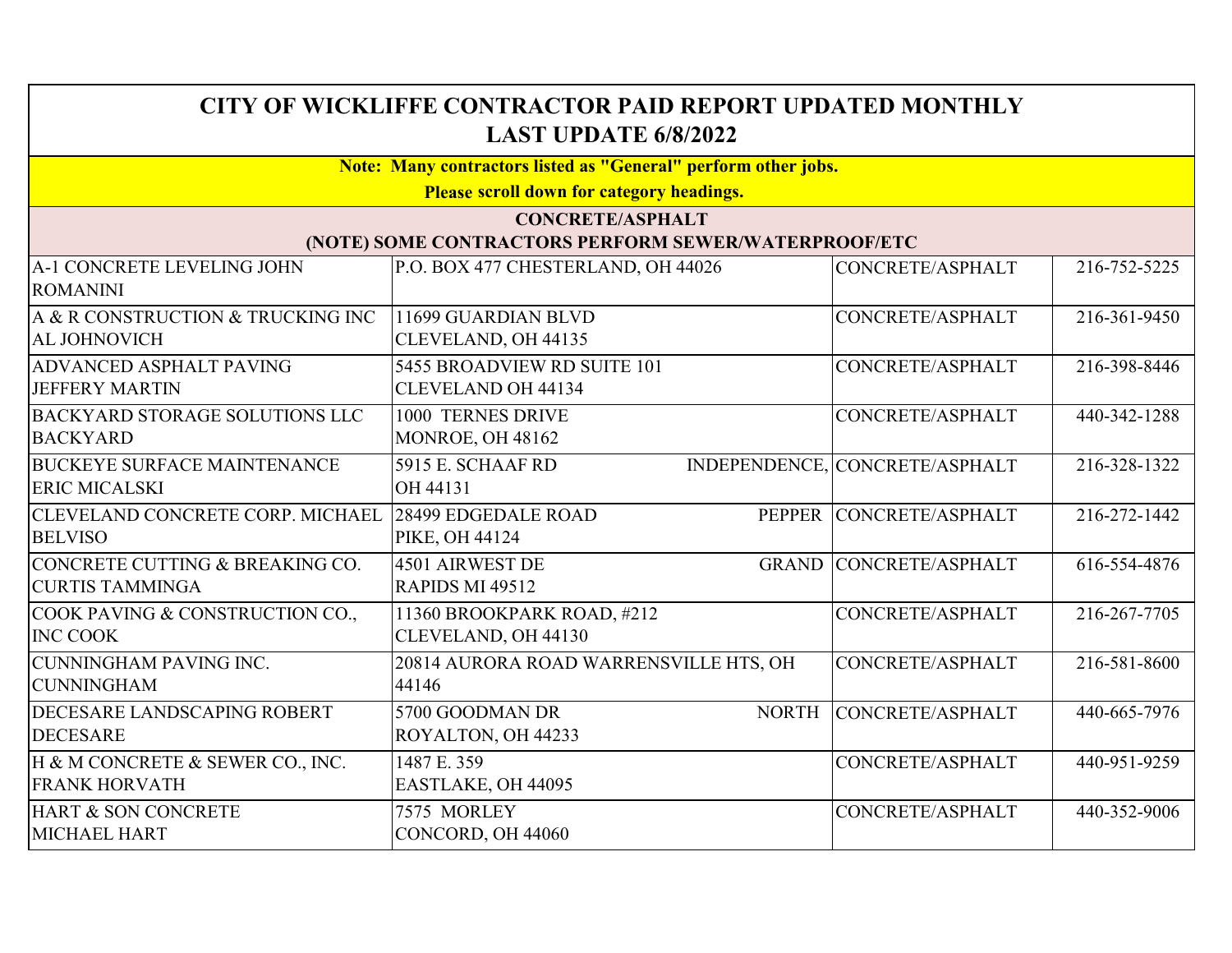# CITY OF WICKLIFFE CONTRACTOR PAID REPORT UPDATED MONTHLY
## LAST UPDATE 6/8/2022

**Note: Many contractors listed as "General" perform other jobs.**
**Please scroll down for category headings.**

### CONCRETE/ASPHALT
**(NOTE) SOME CONTRACTORS PERFORM SEWER/WATERPROOF/ETC**

| Contractor | Address | Category | Phone |
|---|---|---|---|
| A-1 CONCRETE LEVELING JOHN ROMANINI | P.O. BOX 477 CHESTERLAND, OH 44026 | CONCRETE/ASPHALT | 216-752-5225 |
| A & R CONSTRUCTION & TRUCKING INC AL JOHNOVICH | 11699 GUARDIAN BLVD CLEVELAND, OH 44135 | CONCRETE/ASPHALT | 216-361-9450 |
| ADVANCED ASPHALT PAVING JEFFERY MARTIN | 5455 BROADVIEW RD SUITE 101 CLEVELAND OH 44134 | CONCRETE/ASPHALT | 216-398-8446 |
| BACKYARD STORAGE SOLUTIONS LLC BACKYARD | 1000 TERNES DRIVE MONROE, OH 48162 | CONCRETE/ASPHALT | 440-342-1288 |
| BUCKEYE SURFACE MAINTENANCE ERIC MICALSKI | 5915 E. SCHAAF RD INDEPENDENCE, OH 44131 | CONCRETE/ASPHALT | 216-328-1322 |
| CLEVELAND CONCRETE CORP. MICHAEL BELVISO | 28499 EDGEDALE ROAD PEPPER PIKE, OH 44124 | CONCRETE/ASPHALT | 216-272-1442 |
| CONCRETE CUTTING & BREAKING CO. CURTIS TAMMINGA | 4501 AIRWEST DE GRAND RAPIDS MI 49512 | CONCRETE/ASPHALT | 616-554-4876 |
| COOK PAVING & CONSTRUCTION CO., INC COOK | 11360 BROOKPARK ROAD, #212 CLEVELAND, OH 44130 | CONCRETE/ASPHALT | 216-267-7705 |
| CUNNINGHAM PAVING INC. CUNNINGHAM | 20814 AURORA ROAD WARRENSVILLE HTS, OH 44146 | CONCRETE/ASPHALT | 216-581-8600 |
| DECESARE LANDSCAPING ROBERT DECESARE | 5700 GOODMAN DR NORTH ROYALTON, OH 44233 | CONCRETE/ASPHALT | 440-665-7976 |
| H & M CONCRETE & SEWER CO., INC. FRANK HORVATH | 1487 E. 359 EASTLAKE, OH 44095 | CONCRETE/ASPHALT | 440-951-9259 |
| HART & SON CONCRETE MICHAEL HART | 7575 MORLEY CONCORD, OH 44060 | CONCRETE/ASPHALT | 440-352-9006 |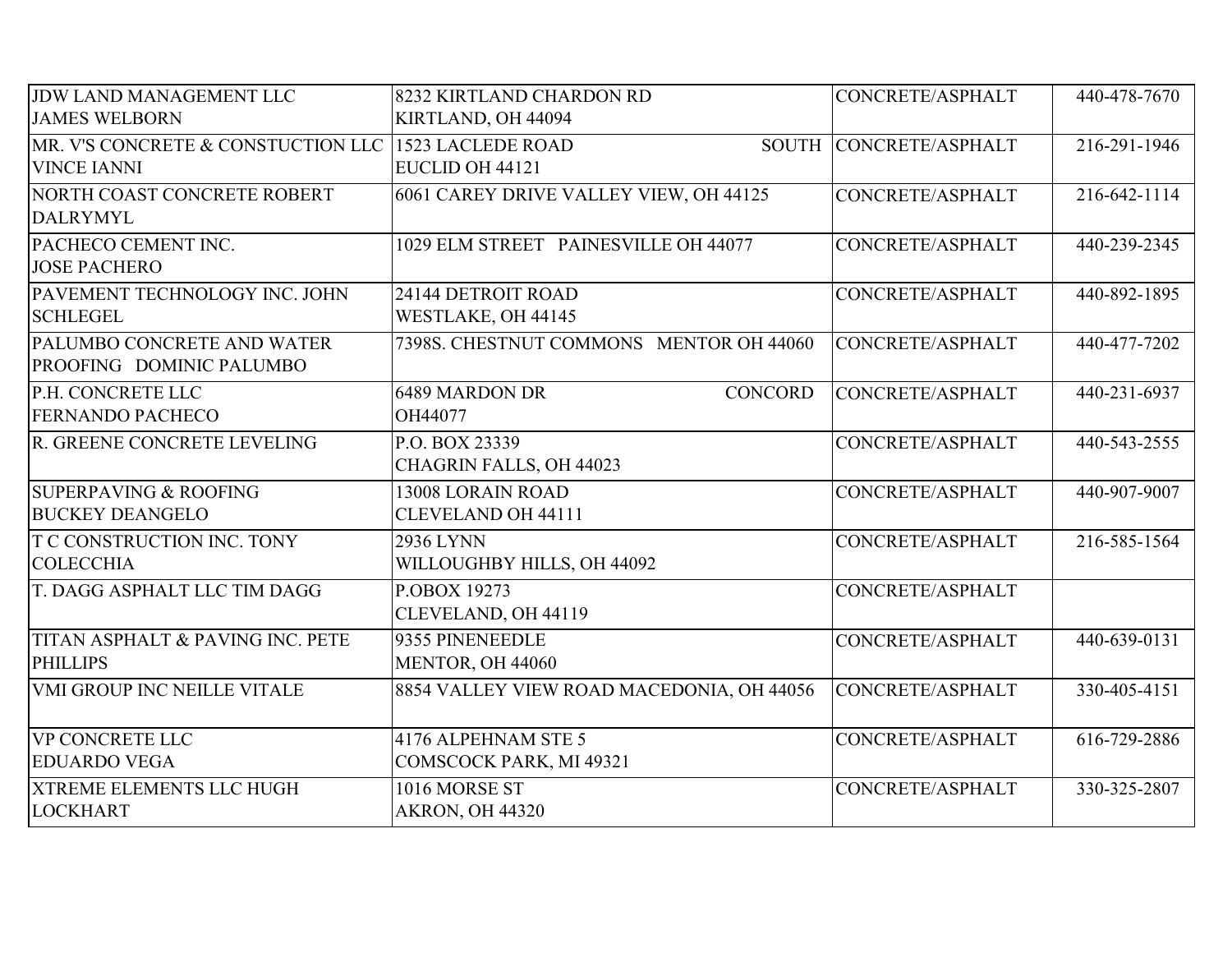| | | | |
|---|---|---|---|
| JDW LAND MANAGEMENT LLC JAMES WELBORN | 8232 KIRTLAND CHARDON RD KIRTLAND, OH 44094 | CONCRETE/ASPHALT | 440-478-7670 |
| MR. V'S CONCRETE & CONSTUCTION LLC VINCE IANNI | 1523 LACLEDE ROAD SOUTH EUCLID OH 44121 | CONCRETE/ASPHALT | 216-291-1946 |
| NORTH COAST CONCRETE ROBERT DALRYMYL | 6061 CAREY DRIVE VALLEY VIEW, OH 44125 | CONCRETE/ASPHALT | 216-642-1114 |
| PACHECO CEMENT INC. JOSE PACHERO | 1029 ELM STREET PAINESVILLE OH 44077 | CONCRETE/ASPHALT | 440-239-2345 |
| PAVEMENT TECHNOLOGY INC. JOHN SCHLEGEL | 24144 DETROIT ROAD WESTLAKE, OH 44145 | CONCRETE/ASPHALT | 440-892-1895 |
| PALUMBO CONCRETE AND WATER PROOFING DOMINIC PALUMBO | 7398S. CHESTNUT COMMONS MENTOR OH 44060 | CONCRETE/ASPHALT | 440-477-7202 |
| P.H. CONCRETE LLC FERNANDO PACHECO | 6489 MARDON DR CONCORD OH44077 | CONCRETE/ASPHALT | 440-231-6937 |
| R. GREENE CONCRETE LEVELING | P.O. BOX 23339 CHAGRIN FALLS, OH 44023 | CONCRETE/ASPHALT | 440-543-2555 |
| SUPERPAVING & ROOFING BUCKEY DEANGELO | 13008 LORAIN ROAD CLEVELAND OH 44111 | CONCRETE/ASPHALT | 440-907-9007 |
| T C CONSTRUCTION INC. TONY COLECCHIA | 2936 LYNN WILLOUGHBY HILLS, OH 44092 | CONCRETE/ASPHALT | 216-585-1564 |
| T. DAGG ASPHALT LLC TIM DAGG | P.OBOX 19273 CLEVELAND, OH 44119 | CONCRETE/ASPHALT | |
| TITAN ASPHALT & PAVING INC. PETE PHILLIPS | 9355 PINENEEDLE MENTOR, OH 44060 | CONCRETE/ASPHALT | 440-639-0131 |
| VMI GROUP INC NEILLE VITALE | 8854 VALLEY VIEW ROAD MACEDONIA, OH 44056 | CONCRETE/ASPHALT | 330-405-4151 |
| VP CONCRETE LLC EDUARDO VEGA | 4176 ALPEHNAM STE 5 COMSCOCK PARK, MI 49321 | CONCRETE/ASPHALT | 616-729-2886 |
| XTREME ELEMENTS LLC HUGH LOCKHART | 1016 MORSE ST AKRON, OH 44320 | CONCRETE/ASPHALT | 330-325-2807 |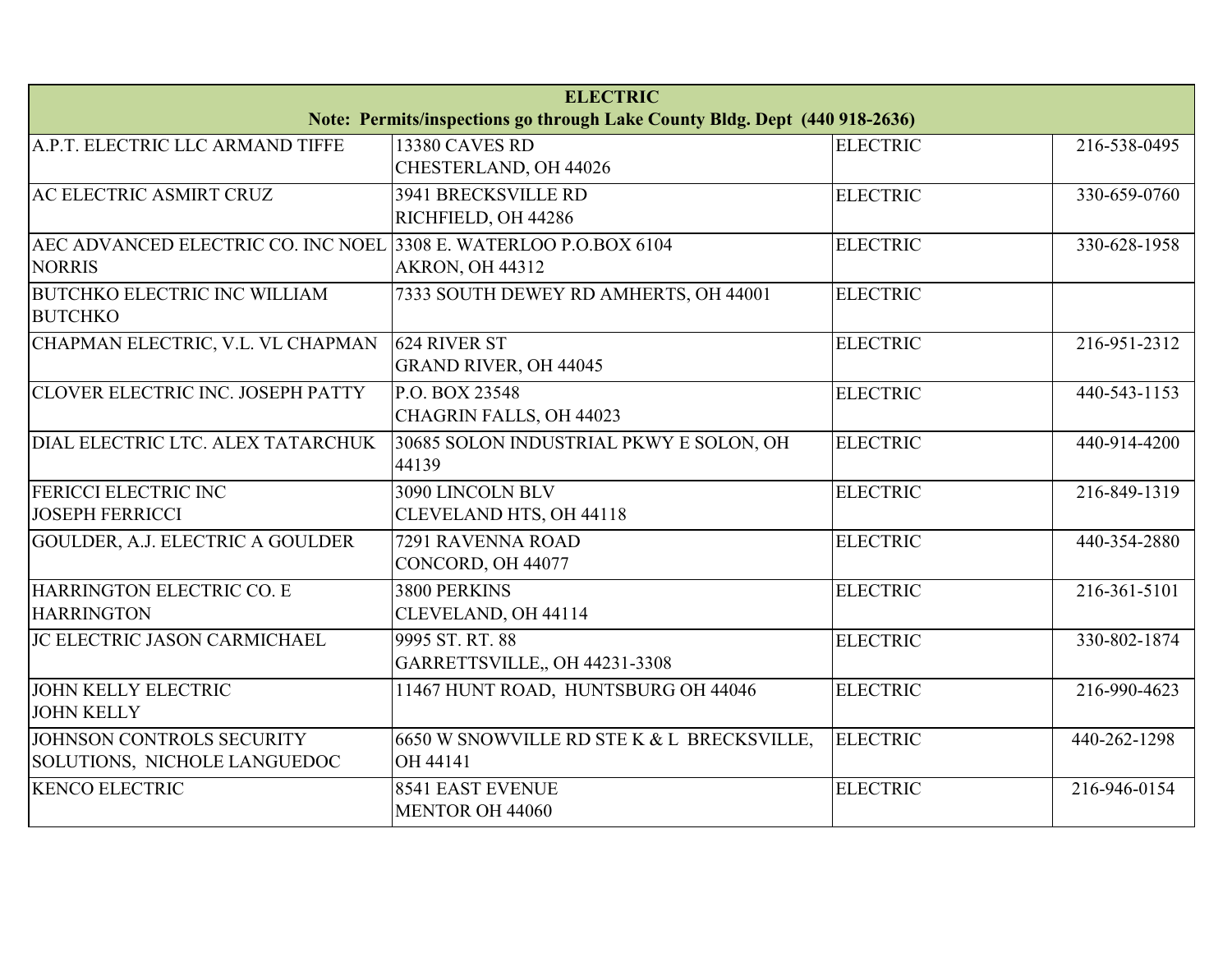| ELECTRIC<br>Note: Permits/inspections go through Lake County Bldg. Dept (440 918-2636) | | | |
|---|---|---|---|
| A.P.T. ELECTRIC LLC ARMAND TIFFE | 13380 CAVES RD<br>CHESTERLAND, OH 44026 | ELECTRIC | 216-538-0495 |
| AC ELECTRIC ASMIRT CRUZ | 3941 BRECKSVILLE RD<br>RICHFIELD, OH 44286 | ELECTRIC | 330-659-0760 |
| AEC ADVANCED ELECTRIC CO. INC NOEL NORRIS | 3308 E. WATERLOO P.O.BOX 6104<br>AKRON, OH 44312 | ELECTRIC | 330-628-1958 |
| BUTCHKO ELECTRIC INC WILLIAM BUTCHKO | 7333 SOUTH DEWEY RD AMHERTS, OH 44001 | ELECTRIC | |
| CHAPMAN ELECTRIC, V.L. VL CHAPMAN | 624 RIVER ST<br>GRAND RIVER, OH 44045 | ELECTRIC | 216-951-2312 |
| CLOVER ELECTRIC INC. JOSEPH PATTY | P.O. BOX 23548<br>CHAGRIN FALLS, OH 44023 | ELECTRIC | 440-543-1153 |
| DIAL ELECTRIC LTC. ALEX TATARCHUK | 30685 SOLON INDUSTRIAL PKWY E SOLON, OH 44139 | ELECTRIC | 440-914-4200 |
| FERICCI ELECTRIC INC<br>JOSEPH FERRICCI | 3090 LINCOLN BLV<br>CLEVELAND HTS, OH 44118 | ELECTRIC | 216-849-1319 |
| GOULDER, A.J. ELECTRIC A GOULDER | 7291 RAVENNA ROAD<br>CONCORD, OH 44077 | ELECTRIC | 440-354-2880 |
| HARRINGTON ELECTRIC CO. E HARRINGTON | 3800 PERKINS<br>CLEVELAND, OH 44114 | ELECTRIC | 216-361-5101 |
| JC ELECTRIC JASON CARMICHAEL | 9995 ST. RT. 88<br>GARRETTSVILLE,, OH 44231-3308 | ELECTRIC | 330-802-1874 |
| JOHN KELLY ELECTRIC<br>JOHN KELLY | 11467 HUNT ROAD, HUNTSBURG OH 44046 | ELECTRIC | 216-990-4623 |
| JOHNSON CONTROLS SECURITY SOLUTIONS, NICHOLE LANGUEDOC | 6650 W SNOWVILLE RD STE K & L BRECKSVILLE, OH 44141 | ELECTRIC | 440-262-1298 |
| KENCO ELECTRIC | 8541 EAST EVENUE<br>MENTOR OH 44060 | ELECTRIC | 216-946-0154 |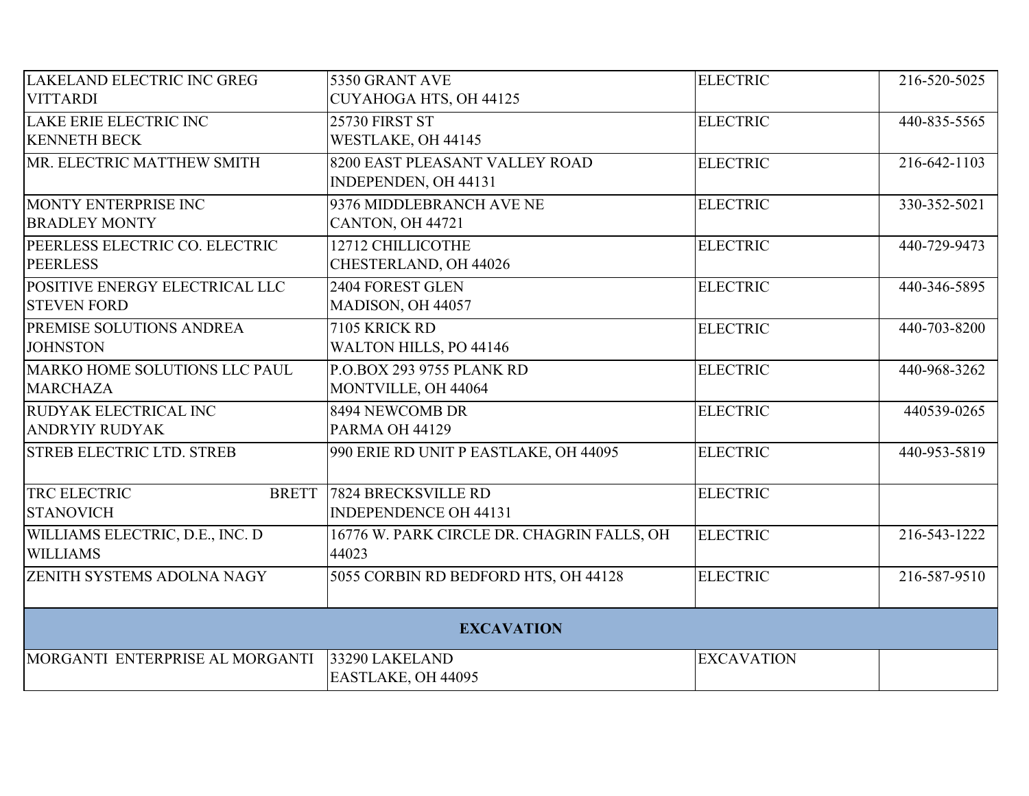| | | | |
|---|---|---|---|
| LAKELAND ELECTRIC INC GREG VITTARDI | 5350 GRANT AVE CUYAHOGA HTS, OH 44125 | ELECTRIC | 216-520-5025 |
| LAKE ERIE ELECTRIC INC KENNETH BECK | 25730 FIRST ST WESTLAKE, OH 44145 | ELECTRIC | 440-835-5565 |
| MR. ELECTRIC MATTHEW SMITH | 8200 EAST PLEASANT VALLEY ROAD INDEPENDEN, OH 44131 | ELECTRIC | 216-642-1103 |
| MONTY ENTERPRISE INC BRADLEY MONTY | 9376 MIDDLEBRANCH AVE NE CANTON, OH 44721 | ELECTRIC | 330-352-5021 |
| PEERLESS ELECTRIC CO. ELECTRIC PEERLESS | 12712 CHILLICOTHE CHESTERLAND, OH 44026 | ELECTRIC | 440-729-9473 |
| POSITIVE ENERGY ELECTRICAL LLC STEVEN FORD | 2404 FOREST GLEN MADISON, OH 44057 | ELECTRIC | 440-346-5895 |
| PREMISE SOLUTIONS ANDREA JOHNSTON | 7105 KRICK RD WALTON HILLS, PO 44146 | ELECTRIC | 440-703-8200 |
| MARKO HOME SOLUTIONS LLC PAUL MARCHAZA | P.O.BOX 293 9755 PLANK RD MONTVILLE, OH 44064 | ELECTRIC | 440-968-3262 |
| RUDYAK ELECTRICAL INC ANDRYIY RUDYAK | 8494 NEWCOMB DR PARMA OH 44129 | ELECTRIC | 440539-0265 |
| STREB ELECTRIC LTD. STREB | 990 ERIE RD UNIT P EASTLAKE, OH 44095 | ELECTRIC | 440-953-5819 |
| TRC ELECTRIC BRETT STANOVICH | 7824 BRECKSVILLE RD INDEPENDENCE OH 44131 | ELECTRIC | |
| WILLIAMS ELECTRIC, D.E., INC. D WILLIAMS | 16776 W. PARK CIRCLE DR. CHAGRIN FALLS, OH 44023 | ELECTRIC | 216-543-1222 |
| ZENITH SYSTEMS ADOLNA NAGY | 5055 CORBIN RD BEDFORD HTS, OH 44128 | ELECTRIC | 216-587-9510 |
| **EXCAVATION** | | | |
| MORGANTI ENTERPRISE AL MORGANTI | 33290 LAKELAND EASTLAKE, OH 44095 | EXCAVATION | |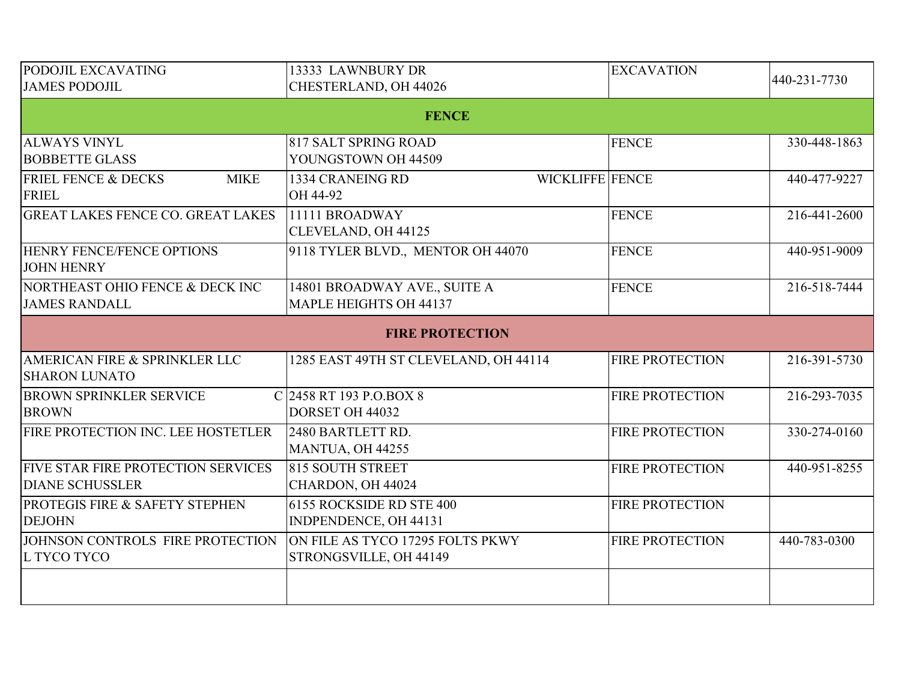| | | | |
|---|---|---|---|
| PODOJIL EXCAVATING JAMES PODOJIL | 13333 LAWNBURY DR CHESTERLAND, OH 44026 | EXCAVATION | 440-231-7730 |
| **FENCE** | | | |
| ALWAYS VINYL BOBBETTE GLASS | 817 SALT SPRING ROAD YOUNGSTOWN OH 44509 | FENCE | 330-448-1863 |
| FRIEL FENCE & DECKS MIKE FRIEL | 1334 CRANEING RD WICKLIFFE OH 44-92 | FENCE | 440-477-9227 |
| GREAT LAKES FENCE CO. GREAT LAKES | 11111 BROADWAY CLEVELAND, OH 44125 | FENCE | 216-441-2600 |
| HENRY FENCE/FENCE OPTIONS JOHN HENRY | 9118 TYLER BLVD., MENTOR OH 44070 | FENCE | 440-951-9009 |
| NORTHEAST OHIO FENCE & DECK INC JAMES RANDALL | 14801 BROADWAY AVE., SUITE A MAPLE HEIGHTS OH 44137 | FENCE | 216-518-7444 |
| **FIRE PROTECTION** | | | |
| AMERICAN FIRE & SPRINKLER LLC SHARON LUNATO | 1285 EAST 49TH ST CLEVELAND, OH 44114 | FIRE PROTECTION | 216-391-5730 |
| BROWN SPRINKLER SERVICE C BROWN | 2458 RT 193 P.O.BOX 8 DORSET OH 44032 | FIRE PROTECTION | 216-293-7035 |
| FIRE PROTECTION INC. LEE HOSTETLER | 2480 BARTLETT RD. MANTUA, OH 44255 | FIRE PROTECTION | 330-274-0160 |
| FIVE STAR FIRE PROTECTION SERVICES DIANE SCHUSSLER | 815 SOUTH STREET CHARDON, OH 44024 | FIRE PROTECTION | 440-951-8255 |
| PROTEGIS FIRE & SAFETY STEPHEN DEJOHN | 6155 ROCKSIDE RD STE 400 INDPENDENCE, OH 44131 | FIRE PROTECTION | |
| JOHNSON CONTROLS FIRE PROTECTION L TYCO TYCO | ON FILE AS TYCO 17295 FOLTS PKWY STRONGSVILLE, OH 44149 | FIRE PROTECTION | 440-783-0300 |
| | | | |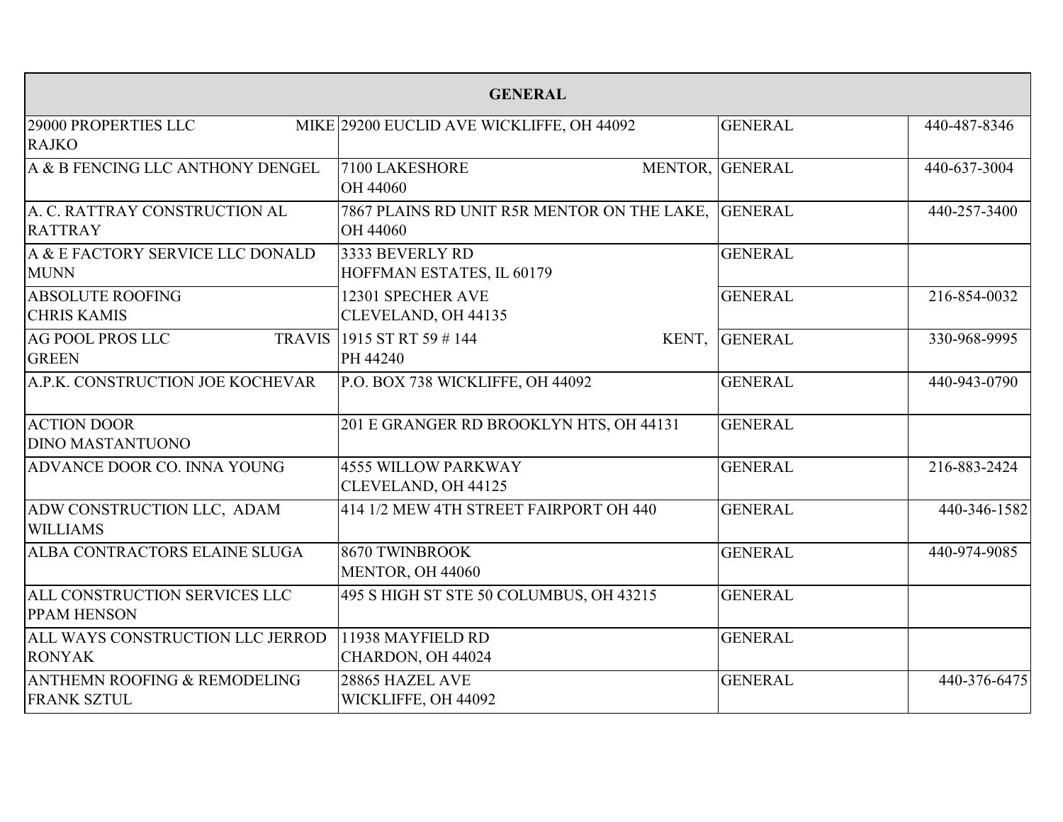| GENERAL | | | |
|---|---|---|---|
| 29000 PROPERTIES LLC MIKE RAJKO | 29200 EUCLID AVE WICKLIFFE, OH 44092 | GENERAL | 440-487-8346 |
| A & B FENCING LLC ANTHONY DENGEL | 7100 LAKESHORE MENTOR, OH 44060 | GENERAL | 440-637-3004 |
| A. C. RATTRAY CONSTRUCTION AL RATTRAY | 7867 PLAINS RD UNIT R5R MENTOR ON THE LAKE, OH 44060 | GENERAL | 440-257-3400 |
| A & E FACTORY SERVICE LLC DONALD MUNN | 3333 BEVERLY RD HOFFMAN ESTATES, IL 60179 | GENERAL | |
| ABSOLUTE ROOFING CHRIS KAMIS | 12301 SPECHER AVE CLEVELAND, OH 44135 | GENERAL | 216-854-0032 |
| AG POOL PROS LLC TRAVIS GREEN | 1915 ST RT 59 # 144 KENT, PH 44240 | GENERAL | 330-968-9995 |
| A.P.K. CONSTRUCTION JOE KOCHEVAR | P.O. BOX 738 WICKLIFFE, OH 44092 | GENERAL | 440-943-0790 |
| ACTION DOOR DINO MASTANTUONO | 201 E GRANGER RD BROOKLYN HTS, OH 44131 | GENERAL | |
| ADVANCE DOOR CO. INNA YOUNG | 4555 WILLOW PARKWAY CLEVELAND, OH 44125 | GENERAL | 216-883-2424 |
| ADW CONSTRUCTION LLC, ADAM WILLIAMS | 414 1/2 MEW 4TH STREET FAIRPORT OH 440 | GENERAL | 440-346-1582 |
| ALBA CONTRACTORS ELAINE SLUGA | 8670 TWINBROOK MENTOR, OH 44060 | GENERAL | 440-974-9085 |
| ALL CONSTRUCTION SERVICES LLC PPAM HENSON | 495 S HIGH ST STE 50 COLUMBUS, OH 43215 | GENERAL | |
| ALL WAYS CONSTRUCTION LLC JERROD RONYAK | 11938 MAYFIELD RD CHARDON, OH 44024 | GENERAL | |
| ANTHEMN ROOFING & REMODELING FRANK SZTUL | 28865 HAZEL AVE WICKLIFFE, OH 44092 | GENERAL | 440-376-6475 |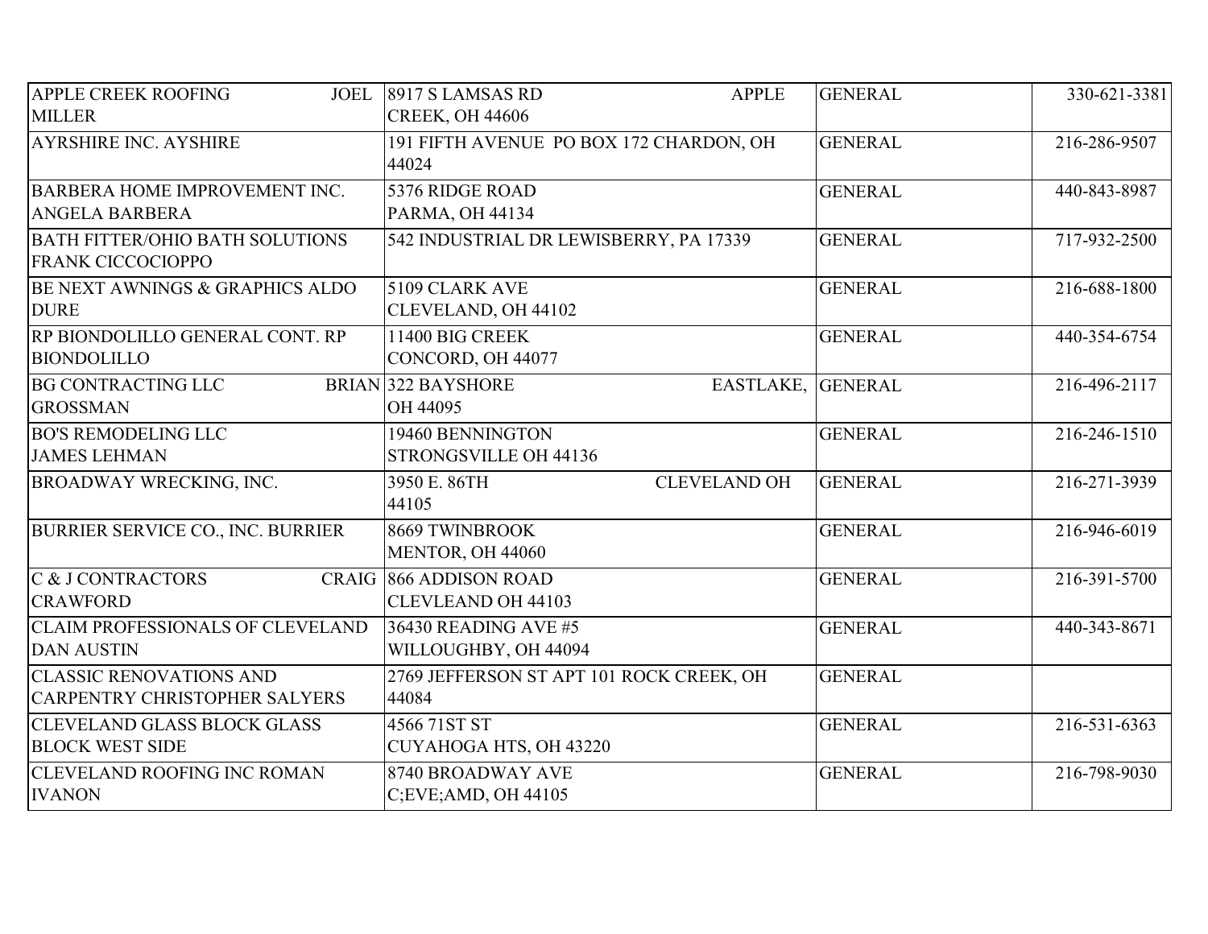| | | | |
|---|---|---|---|
| APPLE CREEK ROOFING JOEL MILLER | 8917 S LAMSAS RD APPLE CREEK, OH 44606 | GENERAL | 330-621-3381 |
| AYRSHIRE INC. AYSHIRE | 191 FIFTH AVENUE PO BOX 172 CHARDON, OH 44024 | GENERAL | 216-286-9507 |
| BARBERA HOME IMPROVEMENT INC. ANGELA BARBERA | 5376 RIDGE ROAD PARMA, OH 44134 | GENERAL | 440-843-8987 |
| BATH FITTER/OHIO BATH SOLUTIONS FRANK CICCOCIOPPO | 542 INDUSTRIAL DR LEWISBERRY, PA 17339 | GENERAL | 717-932-2500 |
| BE NEXT AWNINGS & GRAPHICS ALDO DURE | 5109 CLARK AVE CLEVELAND, OH 44102 | GENERAL | 216-688-1800 |
| RP BIONDOLILLO GENERAL CONT. RP BIONDOLILLO | 11400 BIG CREEK CONCORD, OH 44077 | GENERAL | 440-354-6754 |
| BG CONTRACTING LLC BRIAN GROSSMAN | 322 BAYSHORE EASTLAKE, OH 44095 | GENERAL | 216-496-2117 |
| BO'S REMODELING LLC JAMES LEHMAN | 19460 BENNINGTON STRONGSVILLE OH 44136 | GENERAL | 216-246-1510 |
| BROADWAY WRECKING, INC. | 3950 E. 86TH CLEVELAND OH 44105 | GENERAL | 216-271-3939 |
| BURRIER SERVICE CO., INC. BURRIER | 8669 TWINBROOK MENTOR, OH 44060 | GENERAL | 216-946-6019 |
| C & J CONTRACTORS CRAIG CRAWFORD | 866 ADDISON ROAD CLEVLEAND OH 44103 | GENERAL | 216-391-5700 |
| CLAIM PROFESSIONALS OF CLEVELAND DAN AUSTIN | 36430 READING AVE #5 WILLOUGHBY, OH 44094 | GENERAL | 440-343-8671 |
| CLASSIC RENOVATIONS AND CARPENTRY CHRISTOPHER SALYERS | 2769 JEFFERSON ST APT 101 ROCK CREEK, OH 44084 | GENERAL | |
| CLEVELAND GLASS BLOCK GLASS BLOCK WEST SIDE | 4566 71ST ST CUYAHOGA HTS, OH 43220 | GENERAL | 216-531-6363 |
| CLEVELAND ROOFING INC ROMAN IVANON | 8740 BROADWAY AVE C;EVE;AMD, OH 44105 | GENERAL | 216-798-9030 |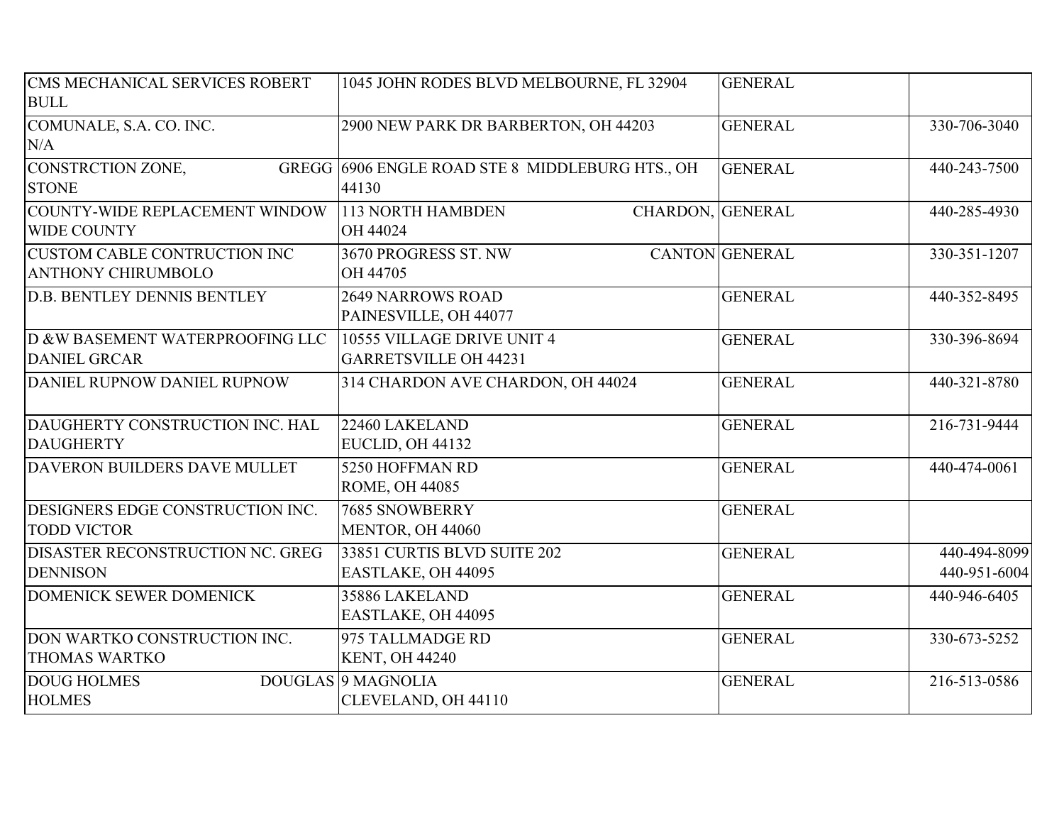| | | | |
|---|---|---|---|
| CMS MECHANICAL SERVICES ROBERT BULL | 1045 JOHN RODES BLVD MELBOURNE, FL 32904 | GENERAL | |
| COMUNALE, S.A. CO. INC. N/A | 2900 NEW PARK DR BARBERTON, OH 44203 | GENERAL | 330-706-3040 |
| CONSTRCTION ZONE, GREGG STONE | 6906 ENGLE ROAD STE 8 MIDDLEBURG HTS., OH 44130 | GENERAL | 440-243-7500 |
| COUNTY-WIDE REPLACEMENT WINDOW WIDE COUNTY | 113 NORTH HAMBDEN CHARDON, OH 44024 | GENERAL | 440-285-4930 |
| CUSTOM CABLE CONTRUCTION INC ANTHONY CHIRUMBOLO | 3670 PROGRESS ST. NW CANTON OH 44705 | GENERAL | 330-351-1207 |
| D.B. BENTLEY DENNIS BENTLEY | 2649 NARROWS ROAD PAINESVILLE, OH 44077 | GENERAL | 440-352-8495 |
| D &W BASEMENT WATERPROOFING LLC DANIEL GRCAR | 10555 VILLAGE DRIVE UNIT 4 GARRETSVILLE OH 44231 | GENERAL | 330-396-8694 |
| DANIEL RUPNOW DANIEL RUPNOW | 314 CHARDON AVE CHARDON, OH 44024 | GENERAL | 440-321-8780 |
| DAUGHERTY CONSTRUCTION INC. HAL DAUGHERTY | 22460 LAKELAND EUCLID, OH 44132 | GENERAL | 216-731-9444 |
| DAVERON BUILDERS DAVE MULLET | 5250 HOFFMAN RD ROME, OH 44085 | GENERAL | 440-474-0061 |
| DESIGNERS EDGE CONSTRUCTION INC. TODD VICTOR | 7685 SNOWBERRY MENTOR, OH 44060 | GENERAL | |
| DISASTER RECONSTRUCTION NC. GREG DENNISON | 33851 CURTIS BLVD SUITE 202 EASTLAKE, OH 44095 | GENERAL | 440-494-8099 440-951-6004 |
| DOMENICK SEWER DOMENICK | 35886 LAKELAND EASTLAKE, OH 44095 | GENERAL | 440-946-6405 |
| DON WARTKO CONSTRUCTION INC. THOMAS WARTKO | 975 TALLMADGE RD KENT, OH 44240 | GENERAL | 330-673-5252 |
| DOUG HOLMES DOUGLAS HOLMES | 9 MAGNOLIA CLEVELAND, OH 44110 | GENERAL | 216-513-0586 |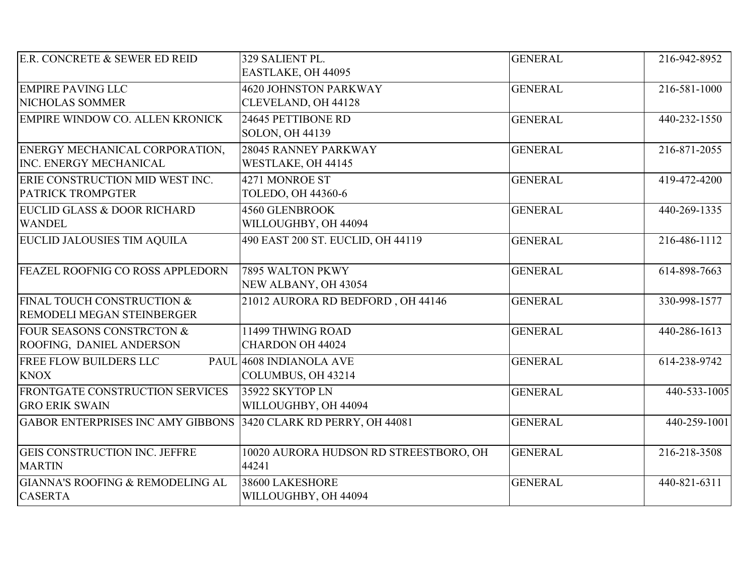| | | | |
|---|---|---|---|
| E.R. CONCRETE & SEWER ED REID | 329 SALIENT PL. EASTLAKE, OH 44095 | GENERAL | 216-942-8952 |
| EMPIRE PAVING LLC NICHOLAS SOMMER | 4620 JOHNSTON PARKWAY CLEVELAND, OH 44128 | GENERAL | 216-581-1000 |
| EMPIRE WINDOW CO. ALLEN KRONICK | 24645 PETTIBONE RD SOLON, OH 44139 | GENERAL | 440-232-1550 |
| ENERGY MECHANICAL CORPORATION, INC. ENERGY MECHANICAL | 28045 RANNEY PARKWAY WESTLAKE, OH 44145 | GENERAL | 216-871-2055 |
| ERIE CONSTRUCTION MID WEST INC. PATRICK TROMPGTER | 4271 MONROE ST TOLEDO, OH 44360-6 | GENERAL | 419-472-4200 |
| EUCLID GLASS & DOOR RICHARD WANDEL | 4560 GLENBROOK WILLOUGHBY, OH 44094 | GENERAL | 440-269-1335 |
| EUCLID JALOUSIES TIM AQUILA | 490 EAST 200 ST. EUCLID, OH 44119 | GENERAL | 216-486-1112 |
| FEAZEL ROOFNIG CO ROSS APPLEDORN | 7895 WALTON PKWY NEW ALBANY, OH 43054 | GENERAL | 614-898-7663 |
| FINAL TOUCH CONSTRUCTION & REMODELI MEGAN STEINBERGER | 21012 AURORA RD BEDFORD , OH 44146 | GENERAL | 330-998-1577 |
| FOUR SEASONS CONSTRCTON & ROOFING, DANIEL ANDERSON | 11499 THWING ROAD CHARDON OH 44024 | GENERAL | 440-286-1613 |
| FREE FLOW BUILDERS LLC PAUL KNOX | 4608 INDIANOLA AVE COLUMBUS, OH 43214 | GENERAL | 614-238-9742 |
| FRONTGATE CONSTRUCTION SERVICES GRO ERIK SWAIN | 35922 SKYTOP LN WILLOUGHBY, OH 44094 | GENERAL | 440-533-1005 |
| GABOR ENTERPRISES INC AMY GIBBONS | 3420 CLARK RD PERRY, OH 44081 | GENERAL | 440-259-1001 |
| GEIS CONSTRUCTION INC. JEFFRE MARTIN | 10020 AURORA HUDSON RD STREESTBORO, OH 44241 | GENERAL | 216-218-3508 |
| GIANNA'S ROOFING & REMODELING AL CASERTA | 38600 LAKESHORE WILLOUGHBY, OH 44094 | GENERAL | 440-821-6311 |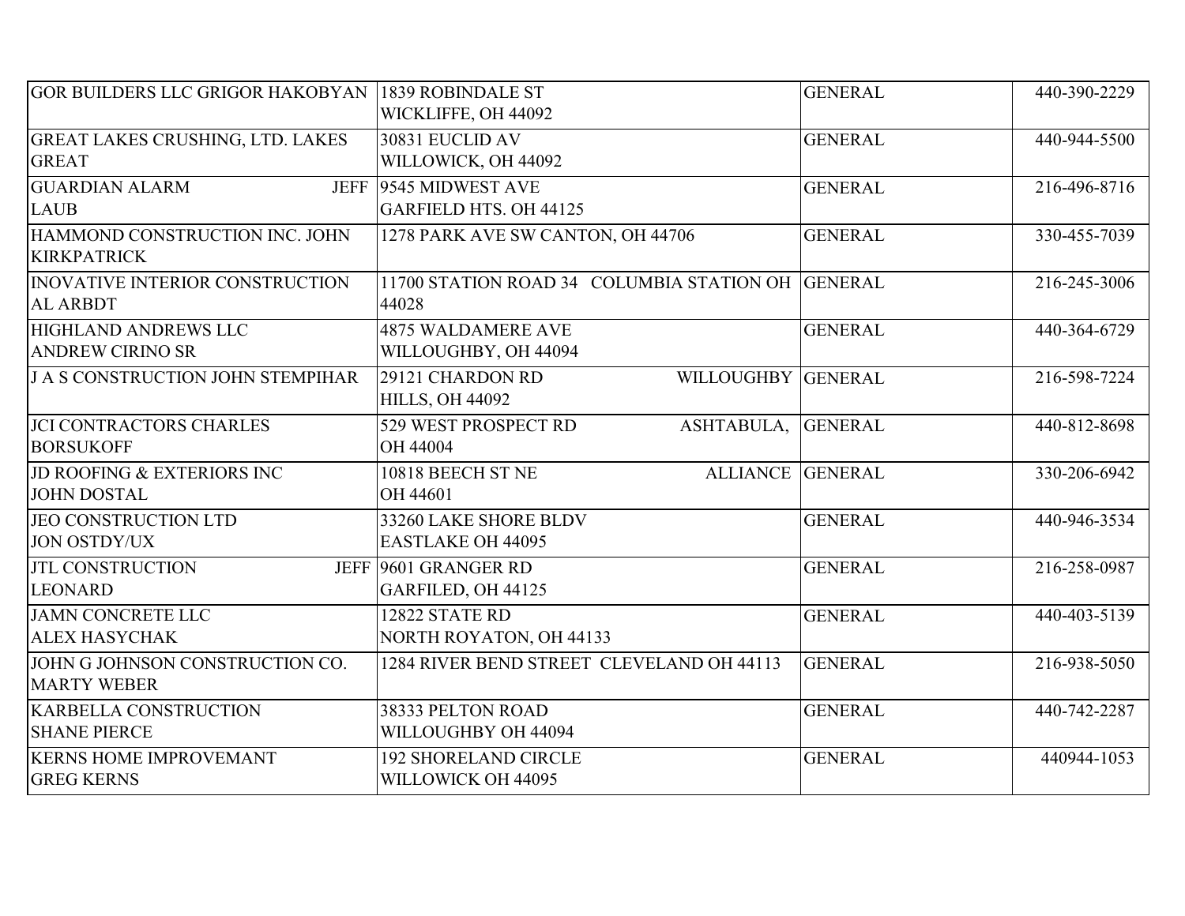| | | | |
|---|---|---|---|
| GOR BUILDERS LLC GRIGOR HAKOBYAN | 1839 ROBINDALE ST WICKLIFFE, OH 44092 | GENERAL | 440-390-2229 |
| GREAT LAKES CRUSHING, LTD. LAKES GREAT | 30831 EUCLID AV WILLOWICK, OH 44092 | GENERAL | 440-944-5500 |
| GUARDIAN ALARM JEFF LAUB | 9545 MIDWEST AVE GARFIELD HTS. OH 44125 | GENERAL | 216-496-8716 |
| HAMMOND CONSTRUCTION INC. JOHN KIRKPATRICK | 1278 PARK AVE SW CANTON, OH 44706 | GENERAL | 330-455-7039 |
| INOVATIVE INTERIOR CONSTRUCTION AL ARBDT | 11700 STATION ROAD 34 COLUMBIA STATION OH 44028 | GENERAL | 216-245-3006 |
| HIGHLAND ANDREWS LLC ANDREW CIRINO SR | 4875 WALDAMERE AVE WILLOUGHBY, OH 44094 | GENERAL | 440-364-6729 |
| J A S CONSTRUCTION JOHN STEMPIHAR | 29121 CHARDON RD WILLOUGHBY HILLS, OH 44092 | GENERAL | 216-598-7224 |
| JCI CONTRACTORS CHARLES BORSUKOFF | 529 WEST PROSPECT RD ASHTABULA, OH 44004 | GENERAL | 440-812-8698 |
| JD ROOFING & EXTERIORS INC JOHN DOSTAL | 10818 BEECH ST NE ALLIANCE OH 44601 | GENERAL | 330-206-6942 |
| JEO CONSTRUCTION LTD JON OSTDY/UX | 33260 LAKE SHORE BLDV EASTLAKE OH 44095 | GENERAL | 440-946-3534 |
| JTL CONSTRUCTION JEFF LEONARD | 9601 GRANGER RD GARFILED, OH 44125 | GENERAL | 216-258-0987 |
| JAMN CONCRETE LLC ALEX HASYCHAK | 12822 STATE RD NORTH ROYATON, OH 44133 | GENERAL | 440-403-5139 |
| JOHN G JOHNSON CONSTRUCTION CO. MARTY WEBER | 1284 RIVER BEND STREET CLEVELAND OH 44113 | GENERAL | 216-938-5050 |
| KARBELLA CONSTRUCTION SHANE PIERCE | 38333 PELTON ROAD WILLOUGHBY OH 44094 | GENERAL | 440-742-2287 |
| KERNS HOME IMPROVEMANT GREG KERNS | 192 SHORELAND CIRCLE WILLOWICK OH 44095 | GENERAL | 440944-1053 |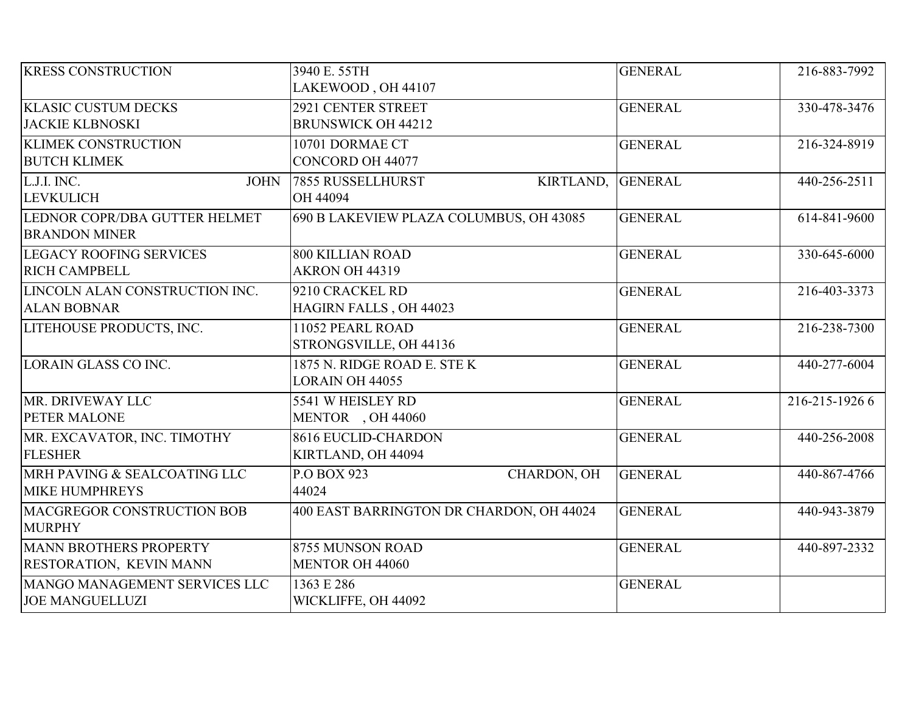| | | | |
|---|---|---|---|
| KRESS CONSTRUCTION | 3940 E. 55TH LAKEWOOD , OH 44107 | GENERAL | 216-883-7992 |
| KLASIC CUSTUM DECKS JACKIE KLBNOSKI | 2921 CENTER STREET BRUNSWICK OH 44212 | GENERAL | 330-478-3476 |
| KLIMEK CONSTRUCTION BUTCH KLIMEK | 10701 DORMAE CT CONCORD OH 44077 | GENERAL | 216-324-8919 |
| L.J.I. INC. JOHN LEVKULICH | 7855 RUSSELLHURST KIRTLAND, OH 44094 | GENERAL | 440-256-2511 |
| LEDNOR COPR/DBA GUTTER HELMET BRANDON MINER | 690 B LAKEVIEW PLAZA COLUMBUS, OH 43085 | GENERAL | 614-841-9600 |
| LEGACY ROOFING SERVICES RICH CAMPBELL | 800 KILLIAN ROAD AKRON OH 44319 | GENERAL | 330-645-6000 |
| LINCOLN ALAN CONSTRUCTION INC. ALAN BOBNAR | 9210 CRACKEL RD HAGIRN FALLS , OH 44023 | GENERAL | 216-403-3373 |
| LITEHOUSE PRODUCTS, INC. | 11052 PEARL ROAD STRONGSVILLE, OH 44136 | GENERAL | 216-238-7300 |
| LORAIN GLASS CO INC. | 1875 N. RIDGE ROAD E. STE K LORAIN OH 44055 | GENERAL | 440-277-6004 |
| MR. DRIVEWAY LLC PETER MALONE | 5541 W HEISLEY RD MENTOR , OH 44060 | GENERAL | 216-215-1926 6 |
| MR. EXCAVATOR, INC. TIMOTHY FLESHER | 8616 EUCLID-CHARDON KIRTLAND, OH 44094 | GENERAL | 440-256-2008 |
| MRH PAVING & SEALCOATING LLC MIKE HUMPHREYS | P.O BOX 923 CHARDON, OH 44024 | GENERAL | 440-867-4766 |
| MACGREGOR CONSTRUCTION BOB MURPHY | 400 EAST BARRINGTON DR CHARDON, OH 44024 | GENERAL | 440-943-3879 |
| MANN BROTHERS PROPERTY RESTORATION, KEVIN MANN | 8755 MUNSON ROAD MENTOR OH 44060 | GENERAL | 440-897-2332 |
| MANGO MANAGEMENT SERVICES LLC JOE MANGUELLUZI | 1363 E 286 WICKLIFFE, OH 44092 | GENERAL | |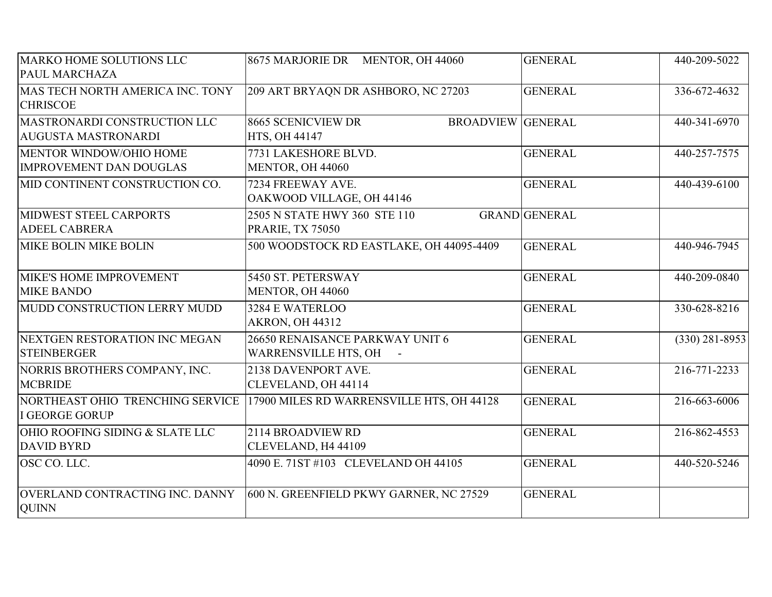| | | | |
|---|---|---|---|
| MARKO HOME SOLUTIONS LLC PAUL MARCHAZA | 8675 MARJORIE DR MENTOR, OH 44060 | GENERAL | 440-209-5022 |
| MAS TECH NORTH AMERICA INC. TONY CHRISCOE | 209 ART BRYAQN DR ASHBORO, NC 27203 | GENERAL | 336-672-4632 |
| MASTRONARDI CONSTRUCTION LLC AUGUSTA MASTRONARDI | 8665 SCENICVIEW DR BROADVIEW HTS, OH 44147 | GENERAL | 440-341-6970 |
| MENTOR WINDOW/OHIO HOME IMPROVEMENT DAN DOUGLAS | 7731 LAKESHORE BLVD. MENTOR, OH 44060 | GENERAL | 440-257-7575 |
| MID CONTINENT CONSTRUCTION CO. | 7234 FREEWAY AVE. OAKWOOD VILLAGE, OH 44146 | GENERAL | 440-439-6100 |
| MIDWEST STEEL CARPORTS ADEEL CABRERA | 2505 N STATE HWY 360 STE 110 GRAND PRARIE, TX 75050 | GENERAL | |
| MIKE BOLIN MIKE BOLIN | 500 WOODSTOCK RD EASTLAKE, OH 44095-4409 | GENERAL | 440-946-7945 |
| MIKE'S HOME IMPROVEMENT MIKE BANDO | 5450 ST. PETERSWAY MENTOR, OH 44060 | GENERAL | 440-209-0840 |
| MUDD CONSTRUCTION LERRY MUDD | 3284 E WATERLOO AKRON, OH 44312 | GENERAL | 330-628-8216 |
| NEXTGEN RESTORATION INC MEGAN STEINBERGER | 26650 RENAISANCE PARKWAY UNIT 6 WARRENSVILLE HTS, OH - | GENERAL | (330) 281-8953 |
| NORRIS BROTHERS COMPANY, INC. MCBRIDE | 2138 DAVENPORT AVE. CLEVELAND, OH 44114 | GENERAL | 216-771-2233 |
| NORTHEAST OHIO TRENCHING SERVICE I GEORGE GORUP | 17900 MILES RD WARRENSVILLE HTS, OH 44128 | GENERAL | 216-663-6006 |
| OHIO ROOFING SIDING & SLATE LLC DAVID BYRD | 2114 BROADVIEW RD CLEVELAND, H4 44109 | GENERAL | 216-862-4553 |
| OSC CO. LLC. | 4090 E. 71ST #103 CLEVELAND OH 44105 | GENERAL | 440-520-5246 |
| OVERLAND CONTRACTING INC. DANNY QUINN | 600 N. GREENFIELD PKWY GARNER, NC 27529 | GENERAL | |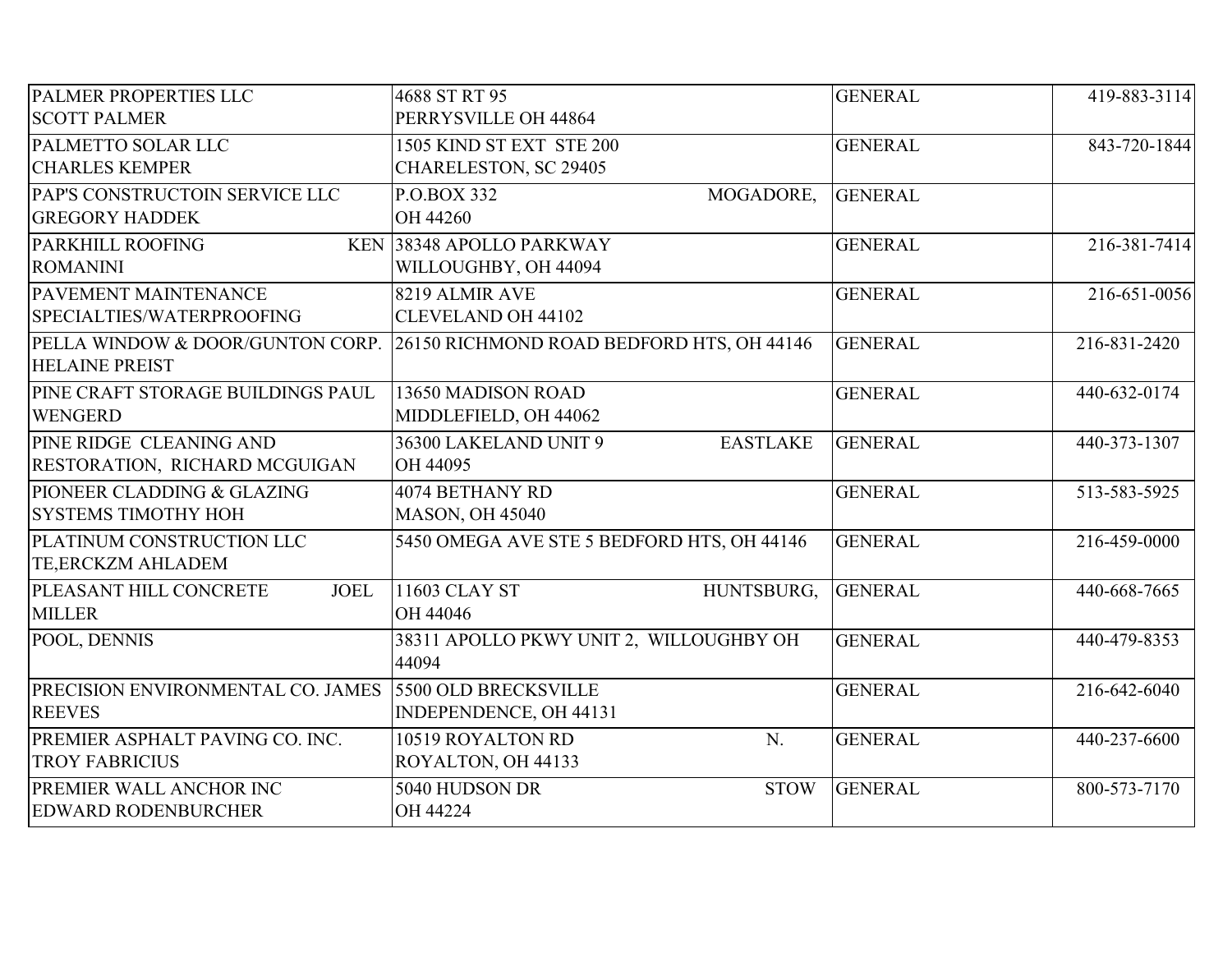| | | | |
|---|---|---|---|
| PALMER PROPERTIES LLC SCOTT PALMER | 4688 ST RT 95 PERRYSVILLE OH 44864 | GENERAL | 419-883-3114 |
| PALMETTO SOLAR LLC CHARLES KEMPER | 1505 KIND ST EXT STE 200 CHARELESTON, SC 29405 | GENERAL | 843-720-1844 |
| PAP'S CONSTRUCTOIN SERVICE LLC GREGORY HADDEK | P.O.BOX 332 MOGADORE, OH 44260 | GENERAL | |
| PARKHILL ROOFING KEN ROMANINI | 38348 APOLLO PARKWAY WILLOUGHBY, OH 44094 | GENERAL | 216-381-7414 |
| PAVEMENT MAINTENANCE SPECIALTIES/WATERPROOFING | 8219 ALMIR AVE CLEVELAND OH 44102 | GENERAL | 216-651-0056 |
| PELLA WINDOW & DOOR/GUNTON CORP. HELAINE PREIST | 26150 RICHMOND ROAD BEDFORD HTS, OH 44146 | GENERAL | 216-831-2420 |
| PINE CRAFT STORAGE BUILDINGS PAUL WENGERD | 13650 MADISON ROAD MIDDLEFIELD, OH 44062 | GENERAL | 440-632-0174 |
| PINE RIDGE CLEANING AND RESTORATION, RICHARD MCGUIGAN | 36300 LAKELAND UNIT 9 EASTLAKE OH 44095 | GENERAL | 440-373-1307 |
| PIONEER CLADDING & GLAZING SYSTEMS TIMOTHY HOH | 4074 BETHANY RD MASON, OH 45040 | GENERAL | 513-583-5925 |
| PLATINUM CONSTRUCTION LLC TE,ERCKZM AHLADEM | 5450 OMEGA AVE STE 5 BEDFORD HTS, OH 44146 | GENERAL | 216-459-0000 |
| PLEASANT HILL CONCRETE JOEL MILLER | 11603 CLAY ST HUNTSBURG, OH 44046 | GENERAL | 440-668-7665 |
| POOL, DENNIS | 38311 APOLLO PKWY UNIT 2, WILLOUGHBY OH 44094 | GENERAL | 440-479-8353 |
| PRECISION ENVIRONMENTAL CO. JAMES REEVES | 5500 OLD BRECKSVILLE INDEPENDENCE, OH 44131 | GENERAL | 216-642-6040 |
| PREMIER ASPHALT PAVING CO. INC. TROY FABRICIUS | 10519 ROYALTON RD N. ROYALTON, OH 44133 | GENERAL | 440-237-6600 |
| PREMIER WALL ANCHOR INC EDWARD RODENBURCHER | 5040 HUDSON DR STOW OH 44224 | GENERAL | 800-573-7170 |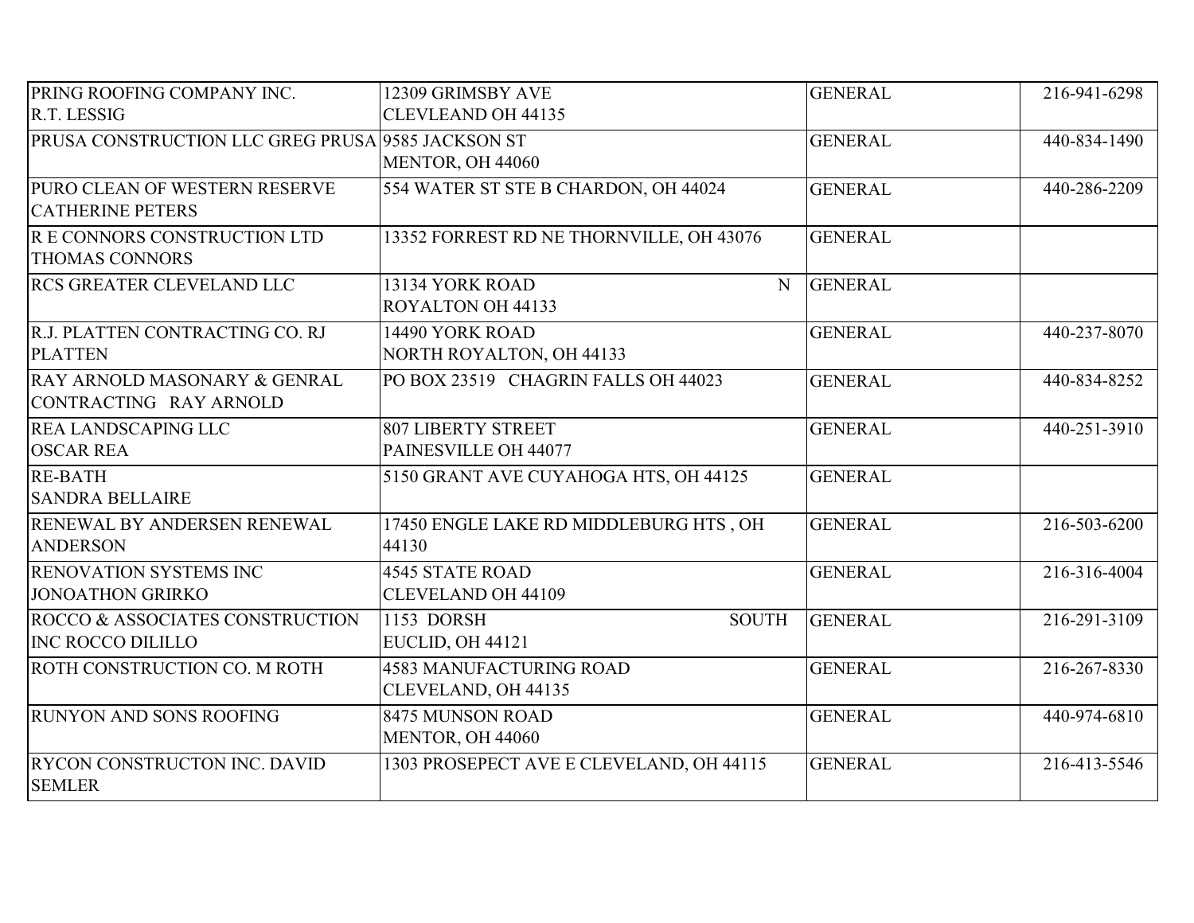| | | | |
|---|---|---|---|
| PRING ROOFING COMPANY INC. R.T. LESSIG | 12309 GRIMSBY AVE CLEVLEAND OH 44135 | GENERAL | 216-941-6298 |
| PRUSA CONSTRUCTION LLC GREG PRUSA | 9585 JACKSON ST MENTOR, OH 44060 | GENERAL | 440-834-1490 |
| PURO CLEAN OF WESTERN RESERVE CATHERINE PETERS | 554 WATER ST STE B CHARDON, OH 44024 | GENERAL | 440-286-2209 |
| R E CONNORS CONSTRUCTION LTD THOMAS CONNORS | 13352 FORREST RD NE THORNVILLE, OH 43076 | GENERAL | |
| RCS GREATER CLEVELAND LLC | 13134 YORK ROAD N ROYALTON OH 44133 | GENERAL | |
| R.J. PLATTEN CONTRACTING CO. RJ PLATTEN | 14490 YORK ROAD NORTH ROYALTON, OH 44133 | GENERAL | 440-237-8070 |
| RAY ARNOLD MASONARY & GENRAL CONTRACTING RAY ARNOLD | PO BOX 23519 CHAGRIN FALLS OH 44023 | GENERAL | 440-834-8252 |
| REA LANDSCAPING LLC OSCAR REA | 807 LIBERTY STREET PAINESVILLE OH 44077 | GENERAL | 440-251-3910 |
| RE-BATH SANDRA BELLAIRE | 5150 GRANT AVE CUYAHOGA HTS, OH 44125 | GENERAL | |
| RENEWAL BY ANDERSEN RENEWAL ANDERSON | 17450 ENGLE LAKE RD MIDDLEBURG HTS , OH 44130 | GENERAL | 216-503-6200 |
| RENOVATION SYSTEMS INC JONOATHON GRIRKO | 4545 STATE ROAD CLEVELAND OH 44109 | GENERAL | 216-316-4004 |
| ROCCO & ASSOCIATES CONSTRUCTION INC ROCCO DILILLO | 1153 DORSH SOUTH EUCLID, OH 44121 | GENERAL | 216-291-3109 |
| ROTH CONSTRUCTION CO. M ROTH | 4583 MANUFACTURING ROAD CLEVELAND, OH 44135 | GENERAL | 216-267-8330 |
| RUNYON AND SONS ROOFING | 8475 MUNSON ROAD MENTOR, OH 44060 | GENERAL | 440-974-6810 |
| RYCON CONSTRUCTON INC. DAVID SEMLER | 1303 PROSEPECT AVE E CLEVELAND, OH 44115 | GENERAL | 216-413-5546 |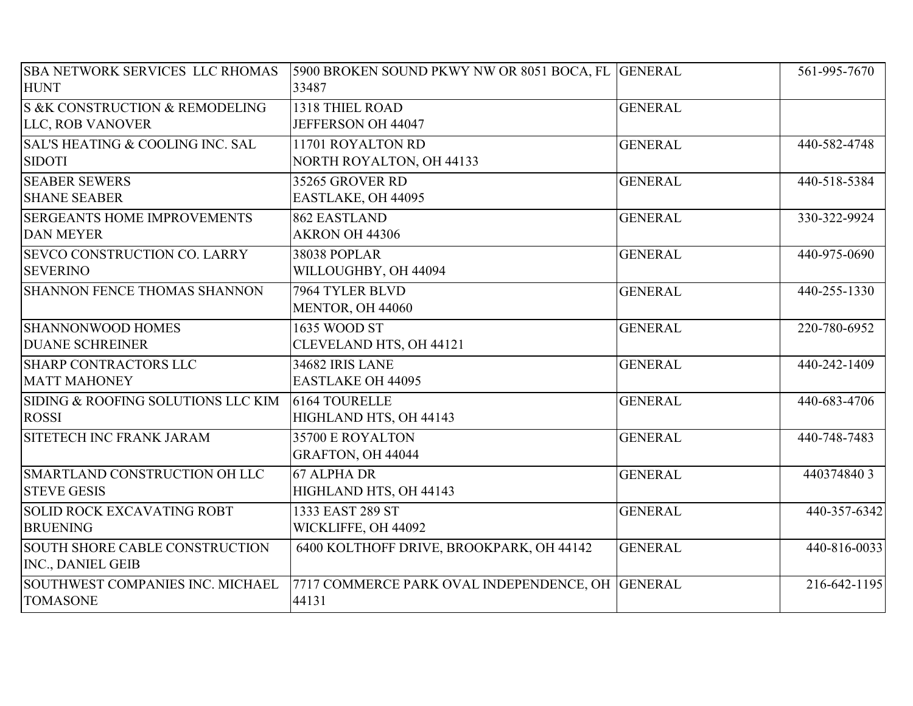| | | | |
|---|---|---|---|
| SBA NETWORK SERVICES LLC RHOMAS HUNT | 5900 BROKEN SOUND PKWY NW OR 8051 BOCA, FL 33487 | GENERAL | 561-995-7670 |
| S &K CONSTRUCTION & REMODELING LLC, ROB VANOVER | 1318 THIEL ROAD JEFFERSON OH 44047 | GENERAL | |
| SAL'S HEATING & COOLING INC. SAL SIDOTI | 11701 ROYALTON RD NORTH ROYALTON, OH 44133 | GENERAL | 440-582-4748 |
| SEABER SEWERS SHANE SEABER | 35265 GROVER RD EASTLAKE, OH 44095 | GENERAL | 440-518-5384 |
| SERGEANTS HOME IMPROVEMENTS DAN MEYER | 862 EASTLAND AKRON OH 44306 | GENERAL | 330-322-9924 |
| SEVCO CONSTRUCTION CO. LARRY SEVERINO | 38038 POPLAR WILLOUGHBY, OH 44094 | GENERAL | 440-975-0690 |
| SHANNON FENCE THOMAS SHANNON | 7964 TYLER BLVD MENTOR, OH 44060 | GENERAL | 440-255-1330 |
| SHANNONWOOD HOMES DUANE SCHREINER | 1635 WOOD ST CLEVELAND HTS, OH 44121 | GENERAL | 220-780-6952 |
| SHARP CONTRACTORS LLC MATT MAHONEY | 34682 IRIS LANE EASTLAKE OH 44095 | GENERAL | 440-242-1409 |
| SIDING & ROOFING SOLUTIONS LLC KIM ROSSI | 6164 TOURELLE HIGHLAND HTS, OH 44143 | GENERAL | 440-683-4706 |
| SITETECH INC FRANK JARAM | 35700 E ROYALTON GRAFTON, OH 44044 | GENERAL | 440-748-7483 |
| SMARTLAND CONSTRUCTION OH LLC STEVE GESIS | 67 ALPHA DR HIGHLAND HTS, OH 44143 | GENERAL | 440374840 3 |
| SOLID ROCK EXCAVATING ROBT BRUENING | 1333 EAST 289 ST WICKLIFFE, OH 44092 | GENERAL | 440-357-6342 |
| SOUTH SHORE CABLE CONSTRUCTION INC., DANIEL GEIB | 6400 KOLTHOFF DRIVE, BROOKPARK, OH 44142 | GENERAL | 440-816-0033 |
| SOUTHWEST COMPANIES INC. MICHAEL TOMASONE | 7717 COMMERCE PARK OVAL INDEPENDENCE, OH 44131 | GENERAL | 216-642-1195 |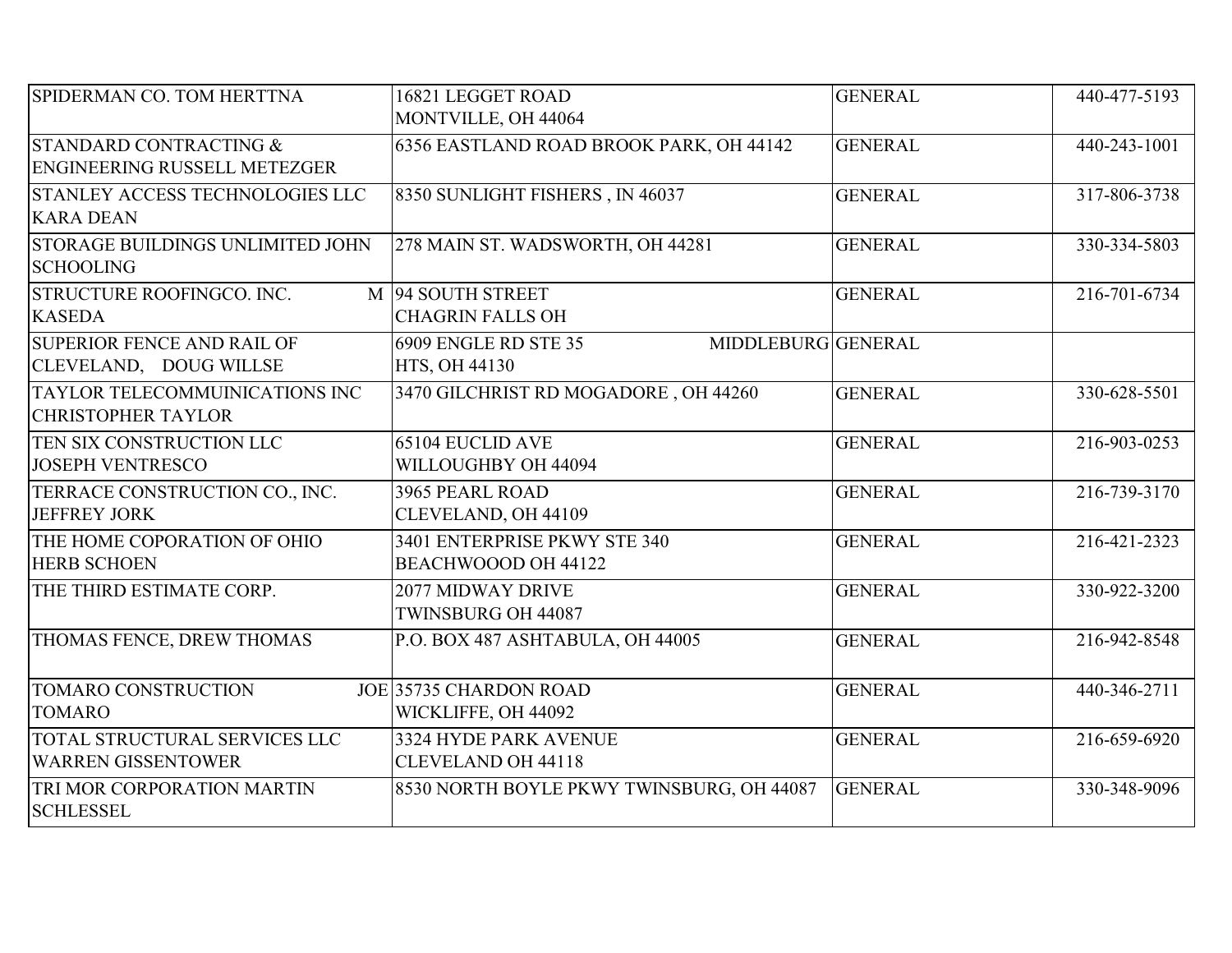| | | | |
|---|---|---|---|
| SPIDERMAN CO. TOM HERTTNA | 16821 LEGGET ROAD MONTVILLE, OH 44064 | GENERAL | 440-477-5193 |
| STANDARD CONTRACTING & ENGINEERING RUSSELL METEZGER | 6356 EASTLAND ROAD BROOK PARK, OH 44142 | GENERAL | 440-243-1001 |
| STANLEY ACCESS TECHNOLOGIES LLC KARA DEAN | 8350 SUNLIGHT FISHERS , IN 46037 | GENERAL | 317-806-3738 |
| STORAGE BUILDINGS UNLIMITED JOHN SCHOOLING | 278 MAIN ST. WADSWORTH, OH 44281 | GENERAL | 330-334-5803 |
| STRUCTURE ROOFINGCO. INC. M KASEDA | 94 SOUTH STREET CHAGRIN FALLS OH | GENERAL | 216-701-6734 |
| SUPERIOR FENCE AND RAIL OF CLEVELAND, DOUG WILLSE | 6909 ENGLE RD STE 35 MIDDLEBURG HTS, OH 44130 | GENERAL | |
| TAYLOR TELECOMMUINICATIONS INC CHRISTOPHER TAYLOR | 3470 GILCHRIST RD MOGADORE , OH 44260 | GENERAL | 330-628-5501 |
| TEN SIX CONSTRUCTION LLC JOSEPH VENTRESCO | 65104 EUCLID AVE WILLOUGHBY OH 44094 | GENERAL | 216-903-0253 |
| TERRACE CONSTRUCTION CO., INC. JEFFREY JORK | 3965 PEARL ROAD CLEVELAND, OH 44109 | GENERAL | 216-739-3170 |
| THE HOME COPORATION OF OHIO HERB SCHOEN | 3401 ENTERPRISE PKWY STE 340 BEACHWOOOD OH 44122 | GENERAL | 216-421-2323 |
| THE THIRD ESTIMATE CORP. | 2077 MIDWAY DRIVE TWINSBURG OH 44087 | GENERAL | 330-922-3200 |
| THOMAS FENCE, DREW THOMAS | P.O. BOX 487 ASHTABULA, OH 44005 | GENERAL | 216-942-8548 |
| TOMARO CONSTRUCTION JOE TOMARO | 35735 CHARDON ROAD WICKLIFFE, OH 44092 | GENERAL | 440-346-2711 |
| TOTAL STRUCTURAL SERVICES LLC WARREN GISSENTOWER | 3324 HYDE PARK AVENUE CLEVELAND OH 44118 | GENERAL | 216-659-6920 |
| TRI MOR CORPORATION MARTIN SCHLESSEL | 8530 NORTH BOYLE PKWY TWINSBURG, OH 44087 | GENERAL | 330-348-9096 |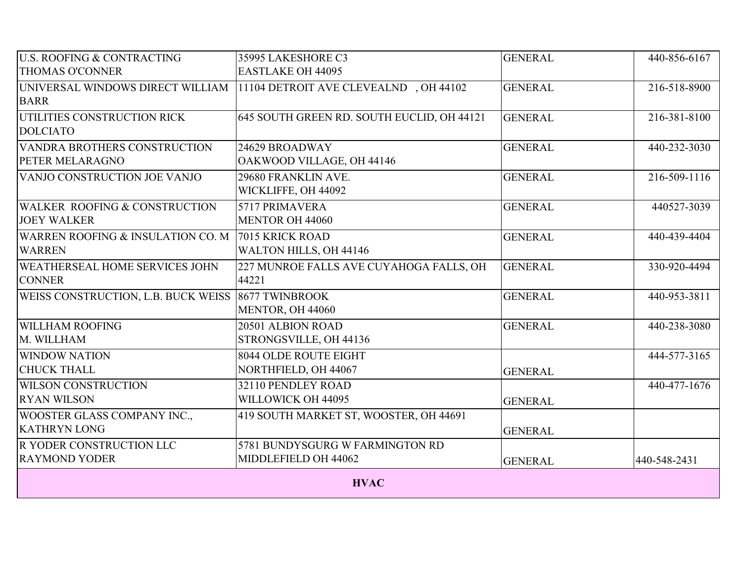| | | | |
|---|---|---|---|
| U.S. ROOFING & CONTRACTING THOMAS O'CONNER | 35995 LAKESHORE C3 EASTLAKE OH 44095 | GENERAL | 440-856-6167 |
| UNIVERSAL WINDOWS DIRECT WILLIAM BARR | 11104 DETROIT AVE CLEVEALND , OH 44102 | GENERAL | 216-518-8900 |
| UTILITIES CONSTRUCTION RICK DOLCIATO | 645 SOUTH GREEN RD. SOUTH EUCLID, OH 44121 | GENERAL | 216-381-8100 |
| VANDRA BROTHERS CONSTRUCTION PETER MELARAGNO | 24629 BROADWAY OAKWOOD VILLAGE, OH 44146 | GENERAL | 440-232-3030 |
| VANJO CONSTRUCTION JOE VANJO | 29680 FRANKLIN AVE. WICKLIFFE, OH 44092 | GENERAL | 216-509-1116 |
| WALKER ROOFING & CONSTRUCTION JOEY WALKER | 5717 PRIMAVERA MENTOR OH 44060 | GENERAL | 440527-3039 |
| WARREN ROOFING & INSULATION CO. M WARREN | 7015 KRICK ROAD WALTON HILLS, OH 44146 | GENERAL | 440-439-4404 |
| WEATHERSEAL HOME SERVICES JOHN CONNER | 227 MUNROE FALLS AVE CUYAHOGA FALLS, OH 44221 | GENERAL | 330-920-4494 |
| WEISS CONSTRUCTION, L.B. BUCK WEISS | 8677 TWINBROOK MENTOR, OH 44060 | GENERAL | 440-953-3811 |
| WILLHAM ROOFING M. WILLHAM | 20501 ALBION ROAD STRONGSVILLE, OH 44136 | GENERAL | 440-238-3080 |
| WINDOW NATION CHUCK THALL | 8044 OLDE ROUTE EIGHT NORTHFIELD, OH 44067 | GENERAL | 444-577-3165 |
| WILSON CONSTRUCTION RYAN WILSON | 32110 PENDLEY ROAD WILLOWICK OH 44095 | GENERAL | 440-477-1676 |
| WOOSTER GLASS COMPANY INC., KATHRYN LONG | 419 SOUTH MARKET ST, WOOSTER, OH 44691 | GENERAL | |
| R YODER CONSTRUCTION LLC RAYMOND YODER | 5781 BUNDYSGURG W FARMINGTON RD MIDDLEFIELD OH 44062 | GENERAL | 440-548-2431 |
| **HVAC** | | | |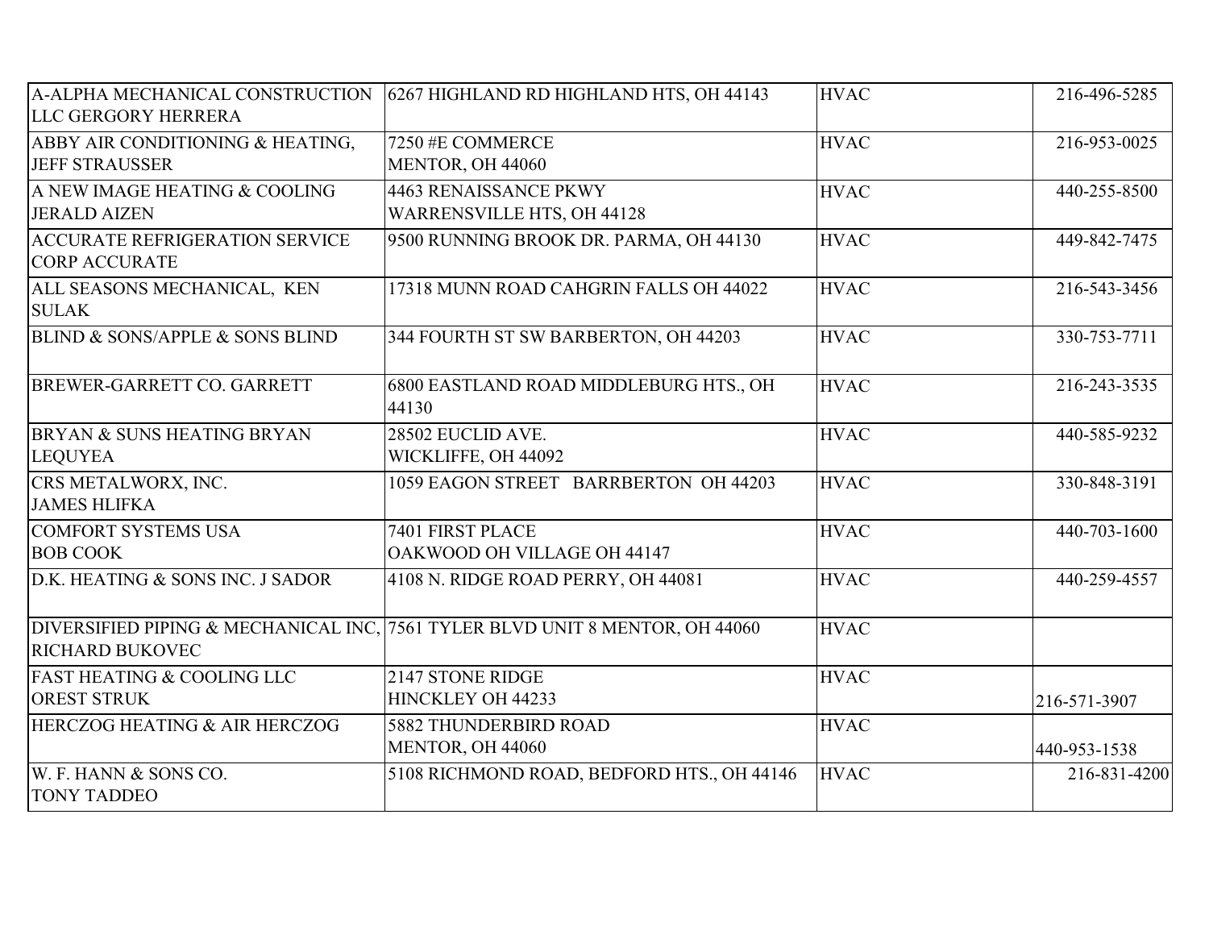| | | | |
|---|---|---|---|
| A-ALPHA MECHANICAL CONSTRUCTION LLC GERGORY HERRERA | 6267 HIGHLAND RD HIGHLAND HTS, OH 44143 | HVAC | 216-496-5285 |
| ABBY AIR CONDITIONING & HEATING, JEFF STRAUSSER | 7250 #E COMMERCE MENTOR, OH 44060 | HVAC | 216-953-0025 |
| A NEW IMAGE HEATING & COOLING JERALD AIZEN | 4463 RENAISSANCE PKWY WARRENSVILLE HTS, OH 44128 | HVAC | 440-255-8500 |
| ACCURATE REFRIGERATION SERVICE CORP ACCURATE | 9500 RUNNING BROOK DR. PARMA, OH 44130 | HVAC | 449-842-7475 |
| ALL SEASONS MECHANICAL, KEN SULAK | 17318 MUNN ROAD CAHGRIN FALLS OH 44022 | HVAC | 216-543-3456 |
| BLIND & SONS/APPLE & SONS BLIND | 344 FOURTH ST SW BARBERTON, OH 44203 | HVAC | 330-753-7711 |
| BREWER-GARRETT CO. GARRETT | 6800 EASTLAND ROAD MIDDLEBURG HTS., OH 44130 | HVAC | 216-243-3535 |
| BRYAN & SUNS HEATING BRYAN LEQUYEA | 28502 EUCLID AVE. WICKLIFFE, OH 44092 | HVAC | 440-585-9232 |
| CRS METALWORX, INC. JAMES HLIFKA | 1059 EAGON STREET BARRBERTON OH 44203 | HVAC | 330-848-3191 |
| COMFORT SYSTEMS USA BOB COOK | 7401 FIRST PLACE OAKWOOD OH VILLAGE OH 44147 | HVAC | 440-703-1600 |
| D.K. HEATING & SONS INC. J SADOR | 4108 N. RIDGE ROAD PERRY, OH 44081 | HVAC | 440-259-4557 |
| DIVERSIFIED PIPING & MECHANICAL INC, RICHARD BUKOVEC | 7561 TYLER BLVD UNIT 8 MENTOR, OH 44060 | HVAC | |
| FAST HEATING & COOLING LLC OREST STRUK | 2147 STONE RIDGE HINCKLEY OH 44233 | HVAC | 216-571-3907 |
| HERCZOG HEATING & AIR HERCZOG | 5882 THUNDERBIRD ROAD MENTOR, OH 44060 | HVAC | 440-953-1538 |
| W. F. HANN & SONS CO. TONY TADDEO | 5108 RICHMOND ROAD, BEDFORD HTS., OH 44146 | HVAC | 216-831-4200 |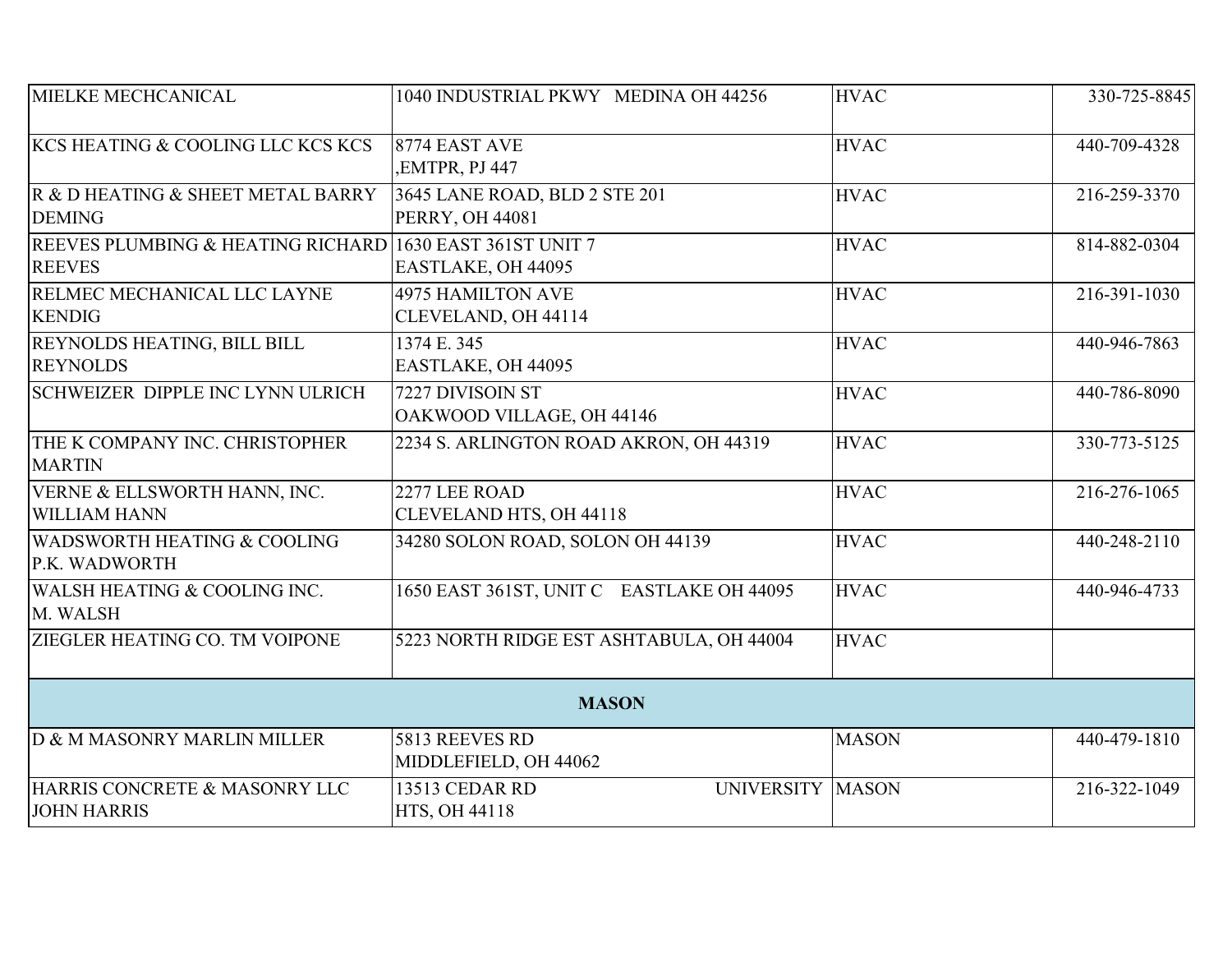| | | | |
|---|---|---|---|
| MIELKE MECHCANICAL | 1040 INDUSTRIAL PKWY MEDINA OH 44256 | HVAC | 330-725-8845 |
| KCS HEATING & COOLING LLC KCS KCS | 8774 EAST AVE ,EMTPR, PJ 447 | HVAC | 440-709-4328 |
| R & D HEATING & SHEET METAL BARRY DEMING | 3645 LANE ROAD, BLD 2 STE 201 PERRY, OH 44081 | HVAC | 216-259-3370 |
| REEVES PLUMBING & HEATING RICHARD REEVES | 1630 EAST 361ST UNIT 7 EASTLAKE, OH 44095 | HVAC | 814-882-0304 |
| RELMEC MECHANICAL LLC LAYNE KENDIG | 4975 HAMILTON AVE CLEVELAND, OH 44114 | HVAC | 216-391-1030 |
| REYNOLDS HEATING, BILL BILL REYNOLDS | 1374 E. 345 EASTLAKE, OH 44095 | HVAC | 440-946-7863 |
| SCHWEIZER DIPPLE INC LYNN ULRICH | 7227 DIVISOIN ST OAKWOOD VILLAGE, OH 44146 | HVAC | 440-786-8090 |
| THE K COMPANY INC. CHRISTOPHER MARTIN | 2234 S. ARLINGTON ROAD AKRON, OH 44319 | HVAC | 330-773-5125 |
| VERNE & ELLSWORTH HANN, INC. WILLIAM HANN | 2277 LEE ROAD CLEVELAND HTS, OH 44118 | HVAC | 216-276-1065 |
| WADSWORTH HEATING & COOLING P.K. WADWORTH | 34280 SOLON ROAD, SOLON OH 44139 | HVAC | 440-248-2110 |
| WALSH HEATING & COOLING INC. M. WALSH | 1650 EAST 361ST, UNIT C EASTLAKE OH 44095 | HVAC | 440-946-4733 |
| ZIEGLER HEATING CO. TM VOIPONE | 5223 NORTH RIDGE EST ASHTABULA, OH 44004 | HVAC | |
| **MASON** | | | |
| D & M MASONRY MARLIN MILLER | 5813 REEVES RD MIDDLEFIELD, OH 44062 | MASON | 440-479-1810 |
| HARRIS CONCRETE & MASONRY LLC JOHN HARRIS | 13513 CEDAR RD UNIVERSITY HTS, OH 44118 | MASON | 216-322-1049 |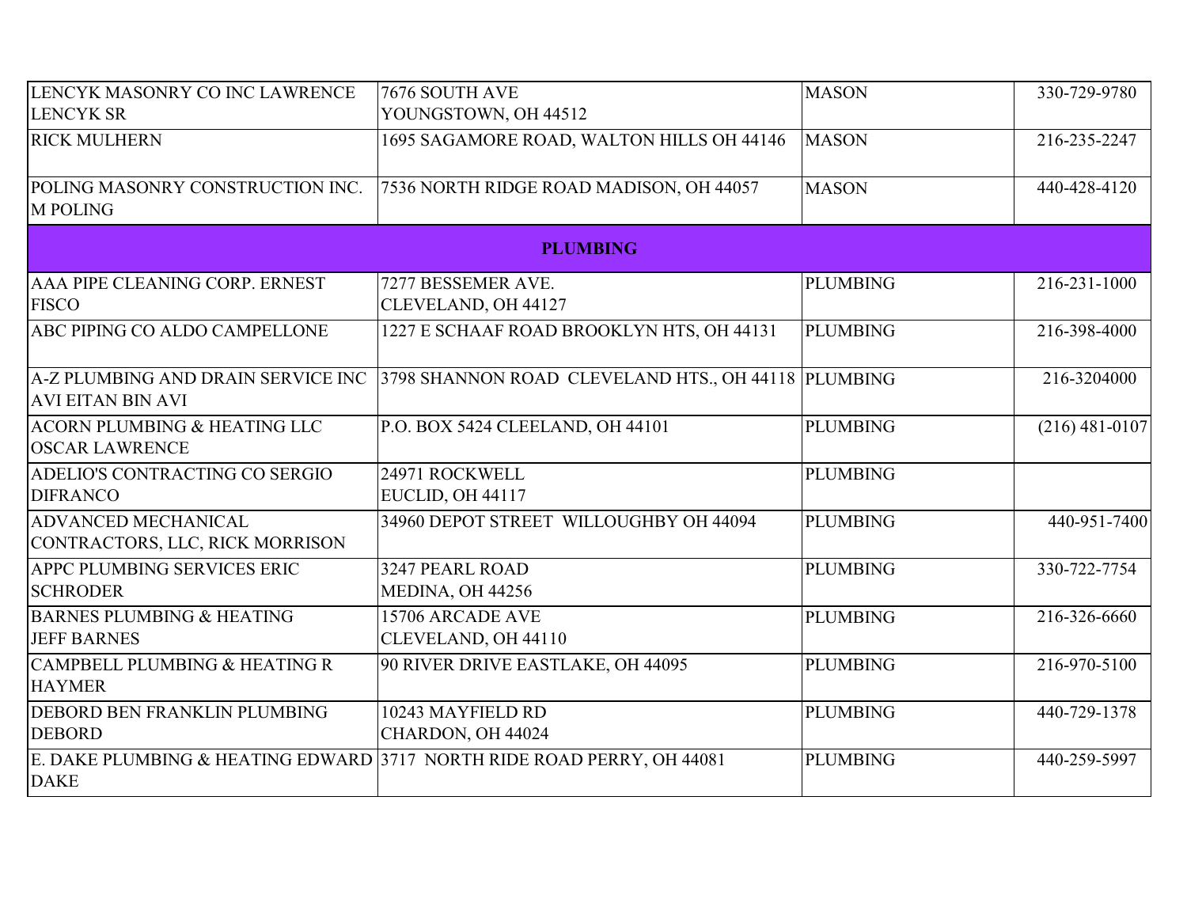| | | | |
|---|---|---|---|
| LENCYK MASONRY CO INC LAWRENCE LENCYK SR | 7676 SOUTH AVE YOUNGSTOWN, OH 44512 | MASON | 330-729-9780 |
| RICK MULHERN | 1695 SAGAMORE ROAD, WALTON HILLS OH 44146 | MASON | 216-235-2247 |
| POLING MASONRY CONSTRUCTION INC. M POLING | 7536 NORTH RIDGE ROAD MADISON, OH 44057 | MASON | 440-428-4120 |
| **PLUMBING** | | | |
| AAA PIPE CLEANING CORP. ERNEST FISCO | 7277 BESSEMER AVE. CLEVELAND, OH 44127 | PLUMBING | 216-231-1000 |
| ABC PIPING CO ALDO CAMPELLONE | 1227 E SCHAAF ROAD BROOKLYN HTS, OH 44131 | PLUMBING | 216-398-4000 |
| A-Z PLUMBING AND DRAIN SERVICE INC AVI EITAN BIN AVI | 3798 SHANNON ROAD CLEVELAND HTS., OH 44118 | PLUMBING | 216-3204000 |
| ACORN PLUMBING & HEATING LLC OSCAR LAWRENCE | P.O. BOX 5424 CLEELAND, OH 44101 | PLUMBING | (216) 481-0107 |
| ADELIO'S CONTRACTING CO SERGIO DIFRANCO | 24971 ROCKWELL EUCLID, OH 44117 | PLUMBING | |
| ADVANCED MECHANICAL CONTRACTORS, LLC, RICK MORRISON | 34960 DEPOT STREET WILLOUGHBY OH 44094 | PLUMBING | 440-951-7400 |
| APPC PLUMBING SERVICES ERIC SCHRODER | 3247 PEARL ROAD MEDINA, OH 44256 | PLUMBING | 330-722-7754 |
| BARNES PLUMBING & HEATING JEFF BARNES | 15706 ARCADE AVE CLEVELAND, OH 44110 | PLUMBING | 216-326-6660 |
| CAMPBELL PLUMBING & HEATING R HAYMER | 90 RIVER DRIVE EASTLAKE, OH 44095 | PLUMBING | 216-970-5100 |
| DEBORD BEN FRANKLIN PLUMBING DEBORD | 10243 MAYFIELD RD CHARDON, OH 44024 | PLUMBING | 440-729-1378 |
| E. DAKE PLUMBING & HEATING EDWARD DAKE | 3717 NORTH RIDE ROAD PERRY, OH 44081 | PLUMBING | 440-259-5997 |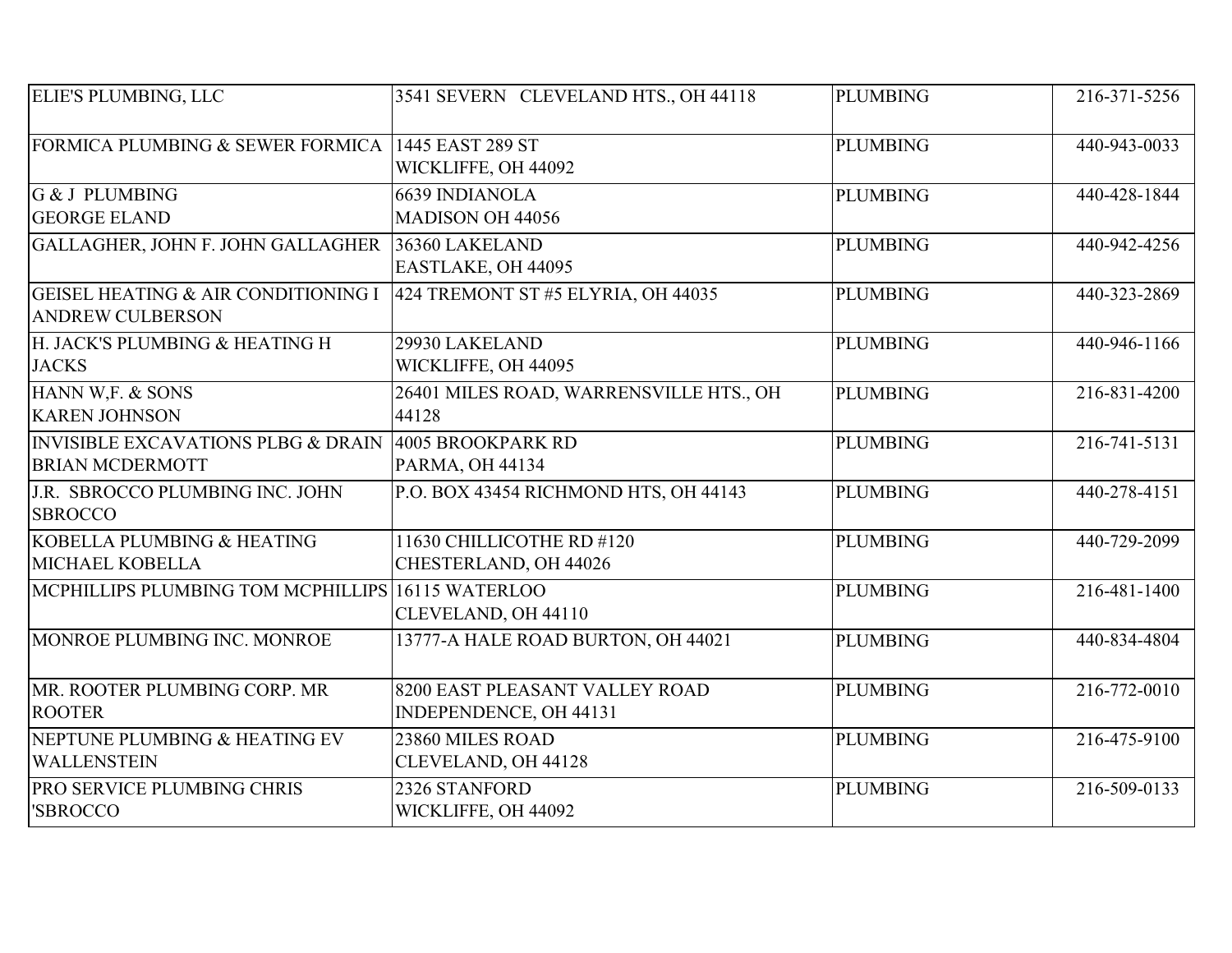| | | | |
|---|---|---|---|
| ELIE'S PLUMBING, LLC | 3541 SEVERN CLEVELAND HTS., OH 44118 | PLUMBING | 216-371-5256 |
| FORMICA PLUMBING & SEWER FORMICA | 1445 EAST 289 ST WICKLIFFE, OH 44092 | PLUMBING | 440-943-0033 |
| G & J PLUMBING GEORGE ELAND | 6639 INDIANOLA MADISON OH 44056 | PLUMBING | 440-428-1844 |
| GALLAGHER, JOHN F. JOHN GALLAGHER | 36360 LAKELAND EASTLAKE, OH 44095 | PLUMBING | 440-942-4256 |
| GEISEL HEATING & AIR CONDITIONING I ANDREW CULBERSON | 424 TREMONT ST #5 ELYRIA, OH 44035 | PLUMBING | 440-323-2869 |
| H. JACK'S PLUMBING & HEATING H JACKS | 29930 LAKELAND WICKLIFFE, OH 44095 | PLUMBING | 440-946-1166 |
| HANN W,F. & SONS KAREN JOHNSON | 26401 MILES ROAD, WARRENSVILLE HTS., OH 44128 | PLUMBING | 216-831-4200 |
| INVISIBLE EXCAVATIONS PLBG & DRAIN BRIAN MCDERMOTT | 4005 BROOKPARK RD PARMA, OH 44134 | PLUMBING | 216-741-5131 |
| J.R. SBROCCO PLUMBING INC. JOHN SBROCCO | P.O. BOX 43454 RICHMOND HTS, OH 44143 | PLUMBING | 440-278-4151 |
| KOBELLA PLUMBING & HEATING MICHAEL KOBELLA | 11630 CHILLICOTHE RD #120 CHESTERLAND, OH 44026 | PLUMBING | 440-729-2099 |
| MCPHILLIPS PLUMBING TOM MCPHILLIPS | 16115 WATERLOO CLEVELAND, OH 44110 | PLUMBING | 216-481-1400 |
| MONROE PLUMBING INC. MONROE | 13777-A HALE ROAD BURTON, OH 44021 | PLUMBING | 440-834-4804 |
| MR. ROOTER PLUMBING CORP. MR ROOTER | 8200 EAST PLEASANT VALLEY ROAD INDEPENDENCE, OH 44131 | PLUMBING | 216-772-0010 |
| NEPTUNE PLUMBING & HEATING EV WALLENSTEIN | 23860 MILES ROAD CLEVELAND, OH 44128 | PLUMBING | 216-475-9100 |
| PRO SERVICE PLUMBING CHRIS 'SBROCCO | 2326 STANFORD WICKLIFFE, OH 44092 | PLUMBING | 216-509-0133 |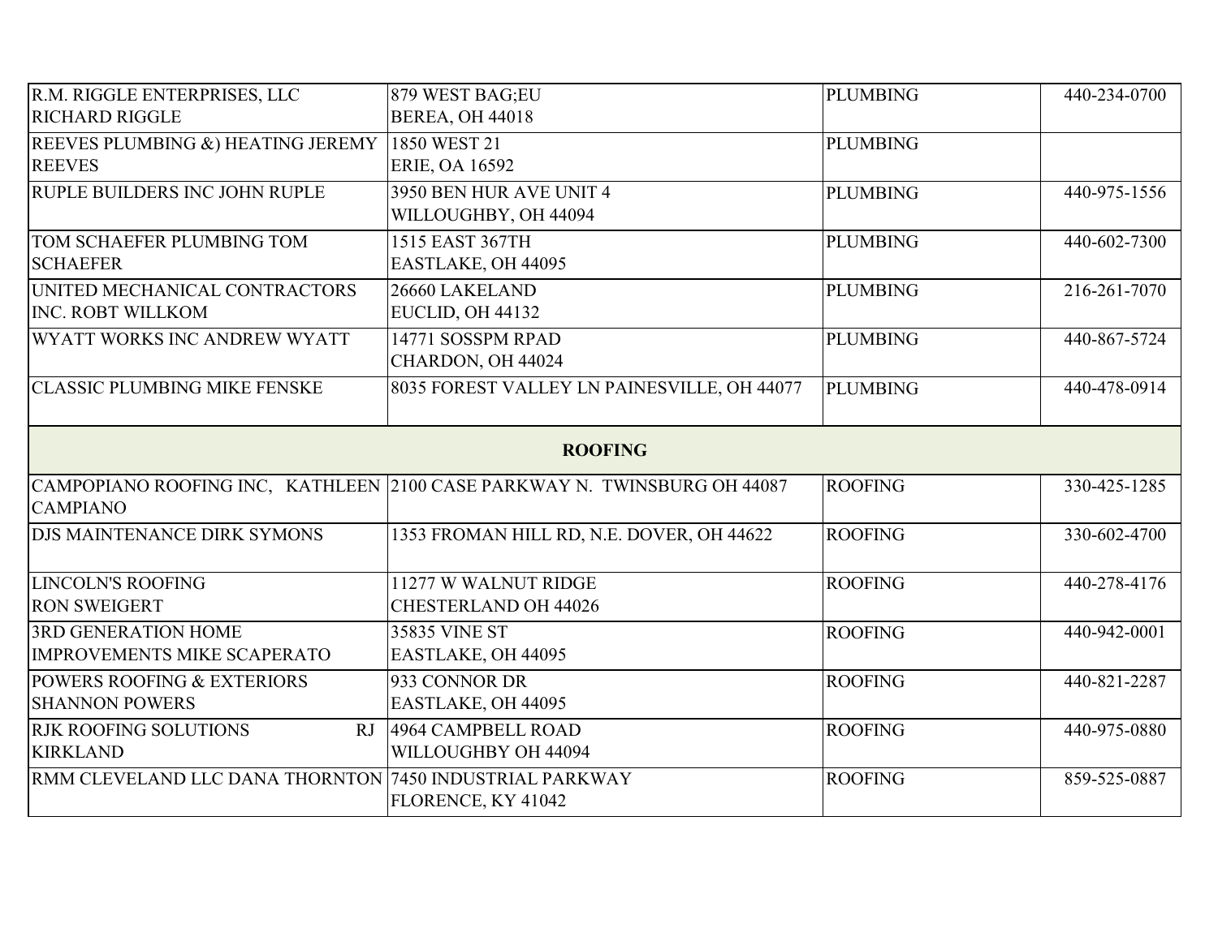| | | | |
|---|---|---|---|
| R.M. RIGGLE ENTERPRISES, LLC RICHARD RIGGLE | 879 WEST BAG;EU BEREA, OH 44018 | PLUMBING | 440-234-0700 |
| REEVES PLUMBING &) HEATING JEREMY REEVES | 1850 WEST 21 ERIE, OA 16592 | PLUMBING | |
| RUPLE BUILDERS INC JOHN RUPLE | 3950 BEN HUR AVE UNIT 4 WILLOUGHBY, OH 44094 | PLUMBING | 440-975-1556 |
| TOM SCHAEFER PLUMBING TOM SCHAEFER | 1515 EAST 367TH EASTLAKE, OH 44095 | PLUMBING | 440-602-7300 |
| UNITED MECHANICAL CONTRACTORS INC. ROBT WILLKOM | 26660 LAKELAND EUCLID, OH 44132 | PLUMBING | 216-261-7070 |
| WYATT WORKS INC ANDREW WYATT | 14771 SOSSPM RPAD CHARDON, OH 44024 | PLUMBING | 440-867-5724 |
| CLASSIC PLUMBING MIKE FENSKE | 8035 FOREST VALLEY LN PAINESVILLE, OH 44077 | PLUMBING | 440-478-0914 |
| **ROOFING** | | | |
| CAMPOPIANO ROOFING INC, KATHLEEN CAMPIANO | 2100 CASE PARKWAY N. TWINSBURG OH 44087 | ROOFING | 330-425-1285 |
| DJS MAINTENANCE DIRK SYMONS | 1353 FROMAN HILL RD, N.E. DOVER, OH 44622 | ROOFING | 330-602-4700 |
| LINCOLN'S ROOFING RON SWEIGERT | 11277 W WALNUT RIDGE CHESTERLAND OH 44026 | ROOFING | 440-278-4176 |
| 3RD GENERATION HOME IMPROVEMENTS MIKE SCAPERATO | 35835 VINE ST EASTLAKE, OH 44095 | ROOFING | 440-942-0001 |
| POWERS ROOFING & EXTERIORS SHANNON POWERS | 933 CONNOR DR EASTLAKE, OH 44095 | ROOFING | 440-821-2287 |
| RJK ROOFING SOLUTIONS RJ KIRKLAND | 4964 CAMPBELL ROAD WILLOUGHBY OH 44094 | ROOFING | 440-975-0880 |
| RMM CLEVELAND LLC DANA THORNTON | 7450 INDUSTRIAL PARKWAY FLORENCE, KY 41042 | ROOFING | 859-525-0887 |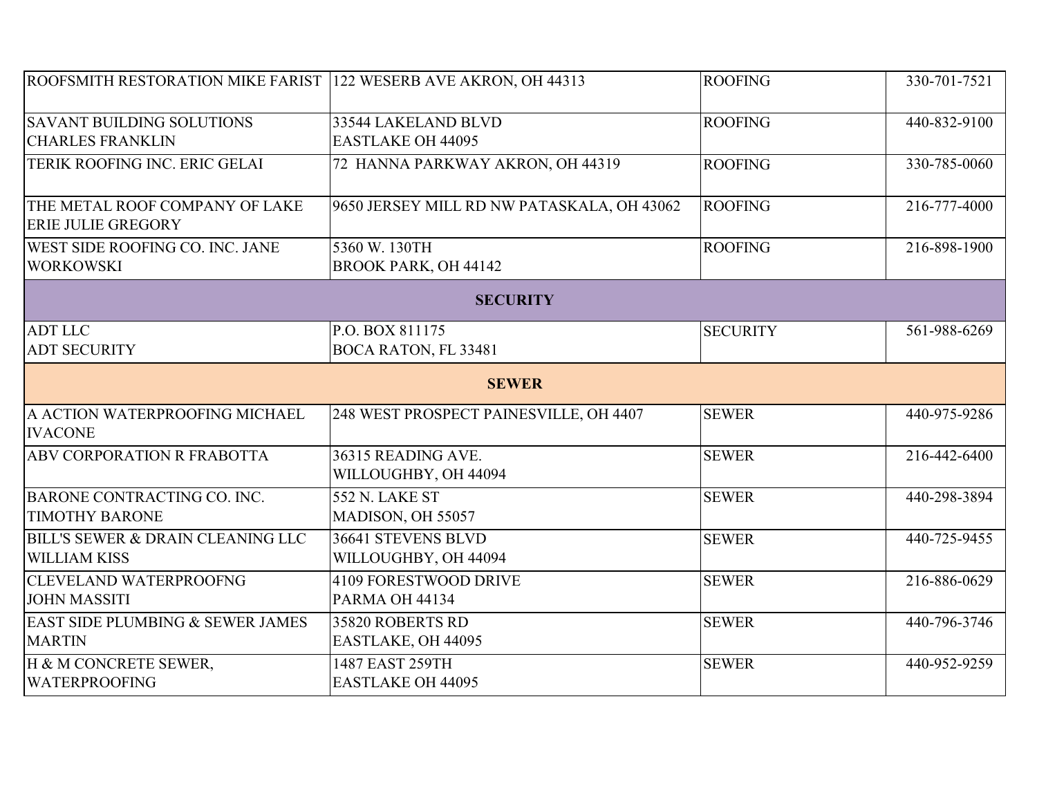| | | | |
|---|---|---|---|
| ROOFSMITH RESTORATION MIKE FARIST | 122 WESERB AVE AKRON, OH 44313 | ROOFING | 330-701-7521 |
| SAVANT BUILDING SOLUTIONS CHARLES FRANKLIN | 33544 LAKELAND BLVD EASTLAKE OH 44095 | ROOFING | 440-832-9100 |
| TERIK ROOFING INC. ERIC GELAI | 72 HANNA PARKWAY AKRON, OH 44319 | ROOFING | 330-785-0060 |
| THE METAL ROOF COMPANY OF LAKE ERIE JULIE GREGORY | 9650 JERSEY MILL RD NW PATASKALA, OH 43062 | ROOFING | 216-777-4000 |
| WEST SIDE ROOFING CO. INC. JANE WORKOWSKI | 5360 W. 130TH BROOK PARK, OH 44142 | ROOFING | 216-898-1900 |
| **SECURITY** | | | |
| ADT LLC ADT SECURITY | P.O. BOX 811175 BOCA RATON, FL 33481 | SECURITY | 561-988-6269 |
| **SEWER** | | | |
| A ACTION WATERPROOFING MICHAEL IVACONE | 248 WEST PROSPECT PAINESVILLE, OH 4407 | SEWER | 440-975-9286 |
| ABV CORPORATION R FRABOTTA | 36315 READING AVE. WILLOUGHBY, OH 44094 | SEWER | 216-442-6400 |
| BARONE CONTRACTING CO. INC. TIMOTHY BARONE | 552 N. LAKE ST MADISON, OH 55057 | SEWER | 440-298-3894 |
| BILL'S SEWER & DRAIN CLEANING LLC WILLIAM KISS | 36641 STEVENS BLVD WILLOUGHBY, OH 44094 | SEWER | 440-725-9455 |
| CLEVELAND WATERPROOFNG JOHN MASSITI | 4109 FORESTWOOD DRIVE PARMA OH 44134 | SEWER | 216-886-0629 |
| EAST SIDE PLUMBING & SEWER JAMES MARTIN | 35820 ROBERTS RD EASTLAKE, OH 44095 | SEWER | 440-796-3746 |
| H & M CONCRETE SEWER, WATERPROOFING | 1487 EAST 259TH EASTLAKE OH 44095 | SEWER | 440-952-9259 |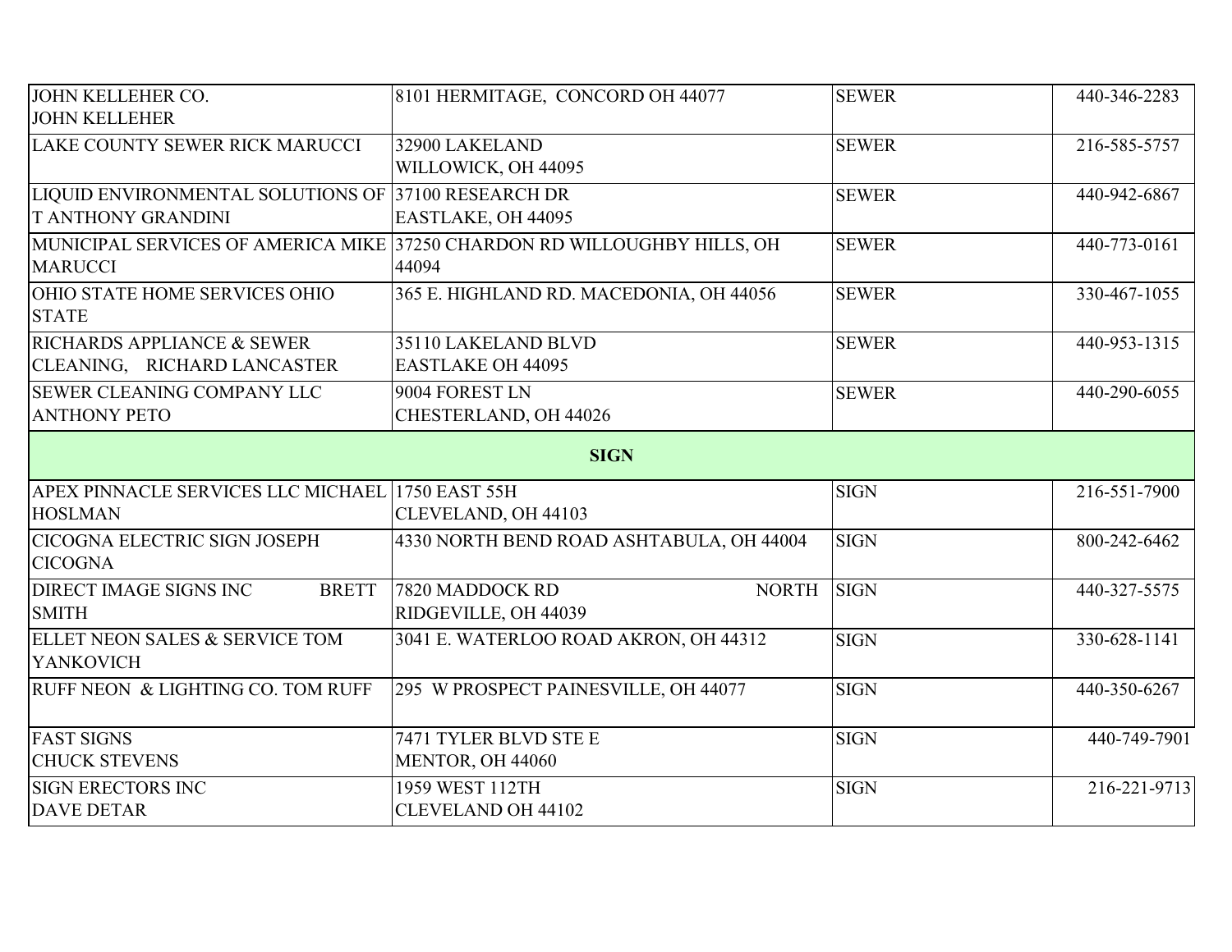| | | | |
|---|---|---|---|
| JOHN KELLEHER CO. JOHN KELLEHER | 8101 HERMITAGE, CONCORD OH 44077 | SEWER | 440-346-2283 |
| LAKE COUNTY SEWER RICK MARUCCI | 32900 LAKELAND WILLOWICK, OH 44095 | SEWER | 216-585-5757 |
| LIQUID ENVIRONMENTAL SOLUTIONS OF T ANTHONY GRANDINI | 37100 RESEARCH DR EASTLAKE, OH 44095 | SEWER | 440-942-6867 |
| MUNICIPAL SERVICES OF AMERICA MIKE MARUCCI | 37250 CHARDON RD WILLOUGHBY HILLS, OH 44094 | SEWER | 440-773-0161 |
| OHIO STATE HOME SERVICES OHIO STATE | 365 E. HIGHLAND RD. MACEDONIA, OH 44056 | SEWER | 330-467-1055 |
| RICHARDS APPLIANCE & SEWER CLEANING, RICHARD LANCASTER | 35110 LAKELAND BLVD EASTLAKE OH 44095 | SEWER | 440-953-1315 |
| SEWER CLEANING COMPANY LLC ANTHONY PETO | 9004 FOREST LN CHESTERLAND, OH 44026 | SEWER | 440-290-6055 |
| **SIGN** | | | |
| APEX PINNACLE SERVICES LLC MICHAEL HOSLMAN | 1750 EAST 55H CLEVELAND, OH 44103 | SIGN | 216-551-7900 |
| CICOGNA ELECTRIC SIGN JOSEPH CICOGNA | 4330 NORTH BEND ROAD ASHTABULA, OH 44004 | SIGN | 800-242-6462 |
| DIRECT IMAGE SIGNS INC BRETT SMITH | 7820 MADDOCK RD NORTH RIDGEVILLE, OH 44039 | SIGN | 440-327-5575 |
| ELLET NEON SALES & SERVICE TOM YANKOVICH | 3041 E. WATERLOO ROAD AKRON, OH 44312 | SIGN | 330-628-1141 |
| RUFF NEON & LIGHTING CO. TOM RUFF | 295 W PROSPECT PAINESVILLE, OH 44077 | SIGN | 440-350-6267 |
| FAST SIGNS CHUCK STEVENS | 7471 TYLER BLVD STE E MENTOR, OH 44060 | SIGN | 440-749-7901 |
| SIGN ERECTORS INC DAVE DETAR | 1959 WEST 112TH CLEVELAND OH 44102 | SIGN | 216-221-9713 |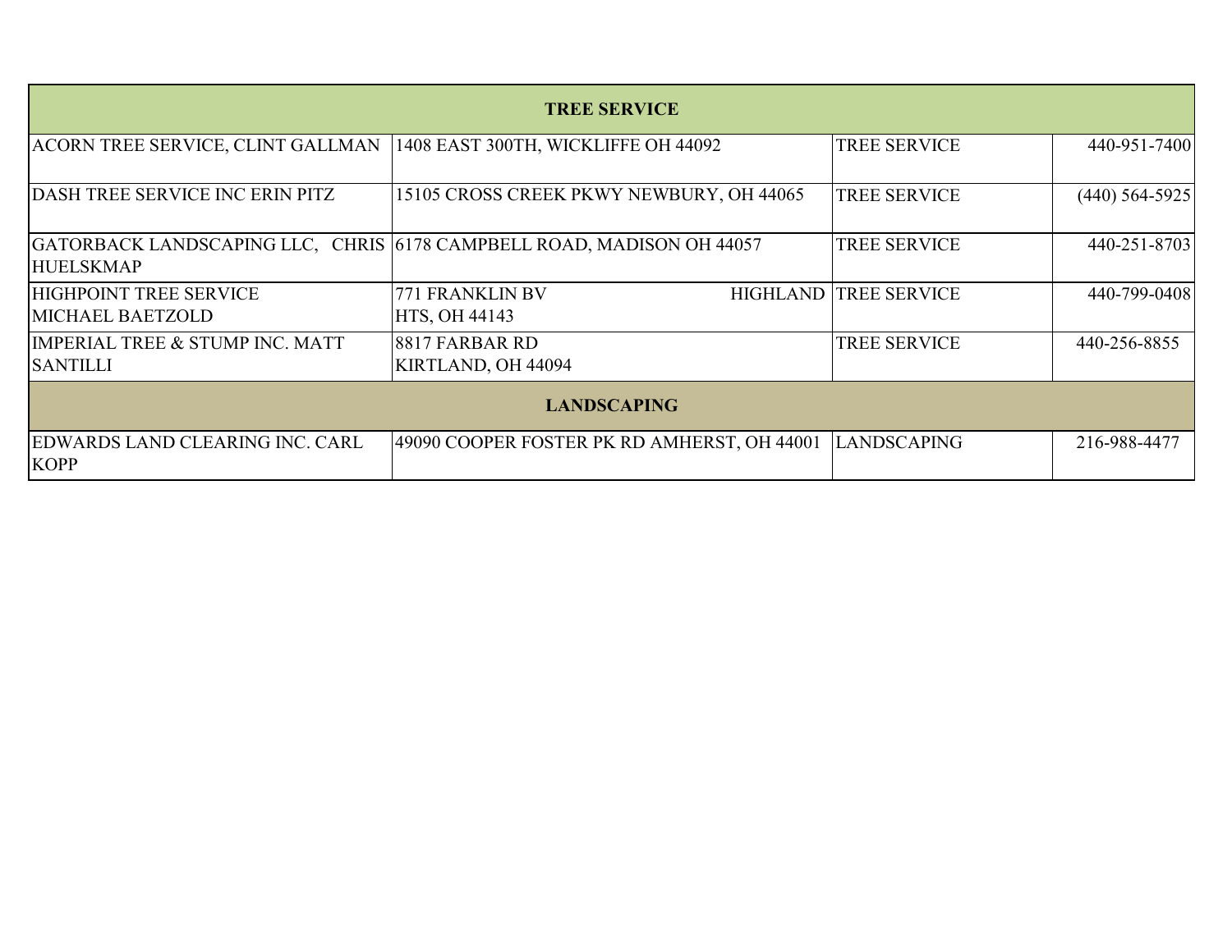| | | | |
|---|---|---|---|
| **TREE SERVICE** | | | |
| ACORN TREE SERVICE, CLINT GALLMAN | 1408 EAST 300TH, WICKLIFFE OH 44092 | TREE SERVICE | 440-951-7400 |
| DASH TREE SERVICE INC ERIN PITZ | 15105 CROSS CREEK PKWY NEWBURY, OH 44065 | TREE SERVICE | (440) 564-5925 |
| GATORBACK LANDSCAPING LLC, CHRIS HUELSKMAP | 6178 CAMPBELL ROAD, MADISON OH 44057 | TREE SERVICE | 440-251-8703 |
| HIGHPOINT TREE SERVICE MICHAEL BAETZOLD | 771 FRANKLIN BV HIGHLAND HTS, OH 44143 | TREE SERVICE | 440-799-0408 |
| IMPERIAL TREE & STUMP INC. MATT SANTILLI | 8817 FARBAR RD KIRTLAND, OH 44094 | TREE SERVICE | 440-256-8855 |
| **LANDSCAPING** | | | |
| EDWARDS LAND CLEARING INC. CARL KOPP | 49090 COOPER FOSTER PK RD AMHERST, OH 44001 | LANDSCAPING | 216-988-4477 |